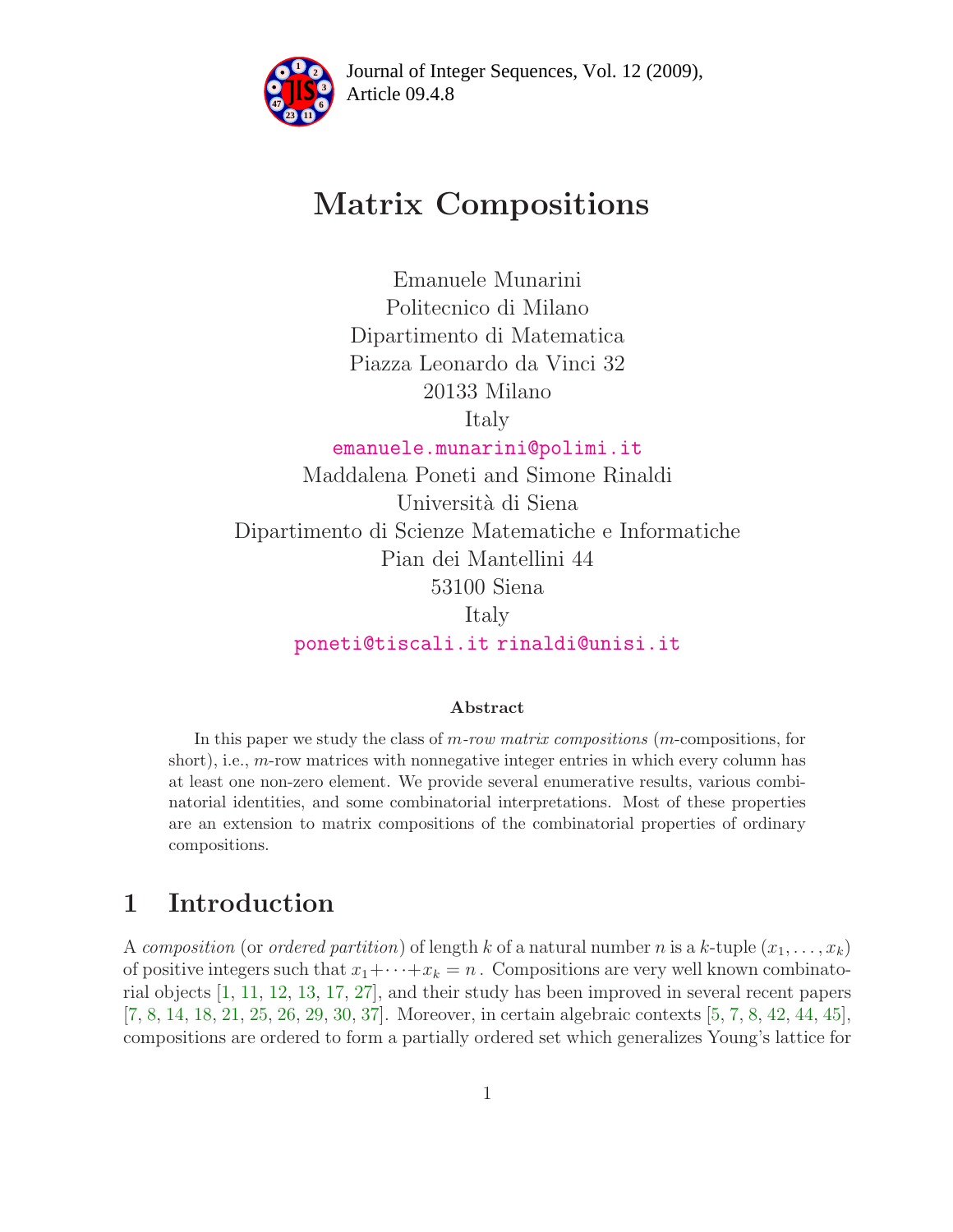# Matrix Compositions

Emanuele Munarini
Politecnico di Milano
Dipartimento di Matematica
Piazza Leonardo da Vinci 32
20133 Milano
Italy
emanuele.munarini@polimi.it

Maddalena Poneti and Simone Rinaldi
Università di Siena
Dipartimento di Scienze Matematiche e Informatiche
Pian dei Mantellini 44
53100 Siena
Italy
poneti@tiscali.it rinaldi@unisi.it

### Abstract

In this paper we study the class of *m-row matrix compositions* (*m*-compositions, for short), i.e., *m*-row matrices with nonnegative integer entries in which every column has at least one non-zero element. We provide several enumerative results, various combinatorial identities, and some combinatorial interpretations. Most of these properties are an extension to matrix compositions of the combinatorial properties of ordinary compositions.

## 1 Introduction

A *composition* (or *ordered partition*) of length $k$ of a natural number $n$ is a $k$-tuple $(x_1, \dots, x_k)$ of positive integers such that $x_1 + \cdots + x_k = n$. Compositions are very well known combinatorial objects [1, 11, 12, 13, 17, 27], and their study has been improved in several recent papers [7, 8, 14, 18, 21, 25, 26, 29, 30, 37]. Moreover, in certain algebraic contexts [5, 7, 8, 42, 44, 45], compositions are ordered to form a partially ordered set which generalizes Young's lattice for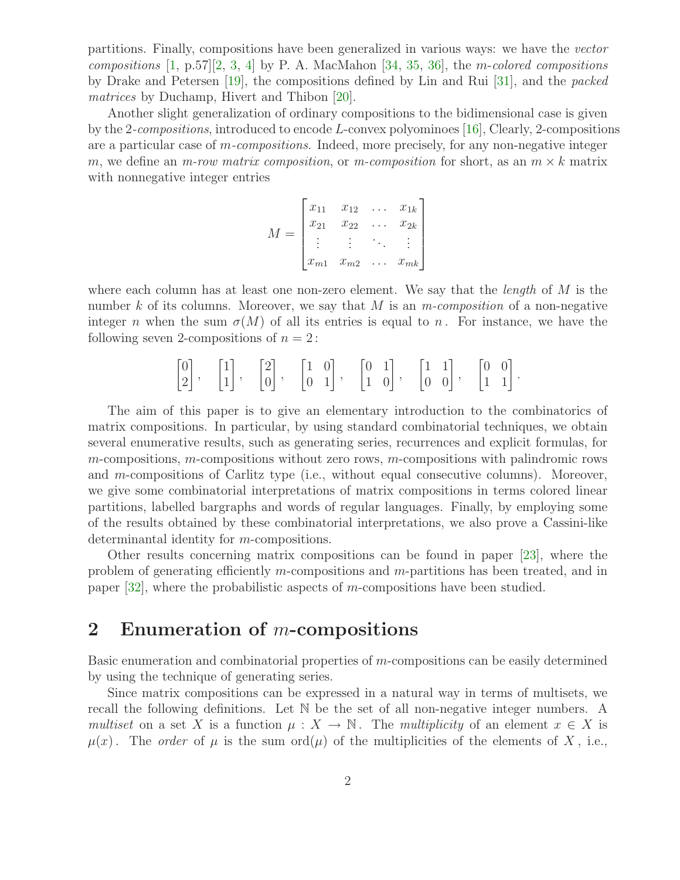partitions. Finally, compositions have been generalized in various ways: we have the *vector compositions* [1, p.57][2, 3, 4] by P. A. MacMahon [34, 35, 36], the *m-colored compositions* by Drake and Petersen [19], the compositions defined by Lin and Rui [31], and the *packed matrices* by Duchamp, Hivert and Thibon [20].

Another slight generalization of ordinary compositions to the bidimensional case is given by the 2-*compositions*, introduced to encode $L$-convex polyominoes [16], Clearly, 2-compositions are a particular case of $m$-*compositions*. Indeed, more precisely, for any non-negative integer $m$, we define an $m$-*row matrix composition*, or $m$-*composition* for short, as an $m \times k$ matrix with nonnegative integer entries

$$M = \begin{bmatrix} x_{11} & x_{12} & \dots & x_{1k} \\ x_{21} & x_{22} & \dots & x_{2k} \\ \vdots & \vdots & \ddots & \vdots \\ x_{m1} & x_{m2} & \dots & x_{mk} \end{bmatrix}$$

where each column has at least one non-zero element. We say that the *length* of $M$ is the number $k$ of its columns. Moreover, we say that $M$ is an $m$-*composition* of a non-negative integer $n$ when the sum $\sigma(M)$ of all its entries is equal to $n$. For instance, we have the following seven 2-compositions of $n = 2$:

$$\begin{bmatrix} 0 \\ 2 \end{bmatrix}, \quad \begin{bmatrix} 1 \\ 1 \end{bmatrix}, \quad \begin{bmatrix} 2 \\ 0 \end{bmatrix}, \quad \begin{bmatrix} 1 & 0 \\ 0 & 1 \end{bmatrix}, \quad \begin{bmatrix} 0 & 1 \\ 1 & 0 \end{bmatrix}, \quad \begin{bmatrix} 1 & 1 \\ 0 & 0 \end{bmatrix}, \quad \begin{bmatrix} 0 & 0 \\ 1 & 1 \end{bmatrix}.$$

The aim of this paper is to give an elementary introduction to the combinatorics of matrix compositions. In particular, by using standard combinatorial techniques, we obtain several enumerative results, such as generating series, recurrences and explicit formulas, for $m$-compositions, $m$-compositions without zero rows, $m$-compositions with palindromic rows and $m$-compositions of Carlitz type (i.e., without equal consecutive columns). Moreover, we give some combinatorial interpretations of matrix compositions in terms colored linear partitions, labelled bargraphs and words of regular languages. Finally, by employing some of the results obtained by these combinatorial interpretations, we also prove a Cassini-like determinantal identity for $m$-compositions.

Other results concerning matrix compositions can be found in paper [23], where the problem of generating efficiently $m$-compositions and $m$-partitions has been treated, and in paper [32], where the probabilistic aspects of $m$-compositions have been studied.

## 2 Enumeration of $m$-compositions

Basic enumeration and combinatorial properties of $m$-compositions can be easily determined by using the technique of generating series.

Since matrix compositions can be expressed in a natural way in terms of multisets, we recall the following definitions. Let $\mathbb{N}$ be the set of all non-negative integer numbers. A *multiset* on a set $X$ is a function $\mu : X \to \mathbb{N}$. The *multiplicity* of an element $x \in X$ is $\mu(x)$. The *order* of $\mu$ is the sum $\operatorname{ord}(\mu)$ of the multiplicities of the elements of $X$, i.e.,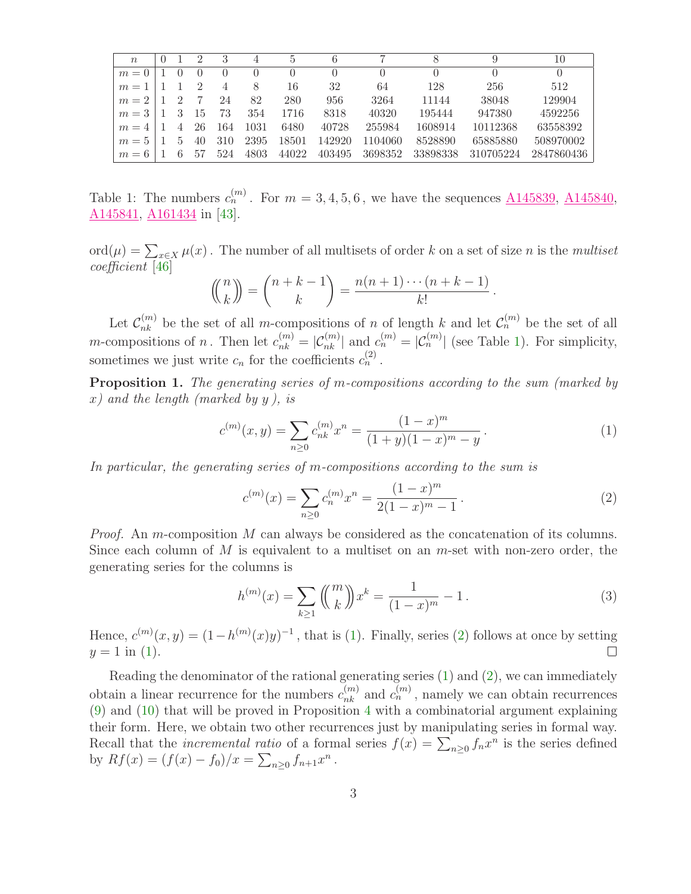| $n$ | 0 | 1 | 2 | 3 | 4 | 5 | 6 | 7 | 8 | 9 | 10 |
|---|---|---|---|---|---|---|---|---|---|---|---|
| $m=0$ | 1 | 0 | 0 | 0 | 0 | 0 | 0 | 0 | 0 | 0 | 0 |
| $m=1$ | 1 | 1 | 2 | 4 | 8 | 16 | 32 | 64 | 128 | 256 | 512 |
| $m=2$ | 1 | 2 | 7 | 24 | 82 | 280 | 956 | 3264 | 11144 | 38048 | 129904 |
| $m=3$ | 1 | 3 | 15 | 73 | 354 | 1716 | 8318 | 40320 | 195444 | 947380 | 4592256 |
| $m=4$ | 1 | 4 | 26 | 164 | 1031 | 6480 | 40728 | 255984 | 1608914 | 10112368 | 63558392 |
| $m=5$ | 1 | 5 | 40 | 310 | 2395 | 18501 | 142920 | 1104060 | 8528890 | 65885880 | 508970002 |
| $m=6$ | 1 | 6 | 57 | 524 | 4803 | 44022 | 403495 | 3698352 | 33898338 | 310705224 | 2847860436 |

Table 1: The numbers $c_n^{(m)}$. For $m = 3, 4, 5, 6$, we have the sequences A145839, A145840, A145841, A161434 in [43].

$\text{ord}(\mu) = \sum_{x \in X} \mu(x)$. The number of all multisets of order $k$ on a set of size $n$ is the *multiset coefficient* [46]

$$\left(\!\!\binom{n}{k}\!\!\right) = \binom{n+k-1}{k} = \frac{n(n+1)\cdots(n+k-1)}{k!}.$$

Let $\mathcal{C}_{nk}^{(m)}$ be the set of all $m$-compositions of $n$ of length $k$ and let $\mathcal{C}_n^{(m)}$ be the set of all $m$-compositions of $n$. Then let $c_{nk}^{(m)} = |\mathcal{C}_{nk}^{(m)}|$ and $c_n^{(m)} = |\mathcal{C}_n^{(m)}|$ (see Table 1). For simplicity, sometimes we just write $c_n$ for the coefficients $c_n^{(2)}$.

**Proposition 1.** *The generating series of $m$-compositions according to the sum (marked by $x$) and the length (marked by $y$), is*

$$c^{(m)}(x,y) = \sum_{n \geq 0} c_{nk}^{(m)} x^n = \frac{(1-x)^m}{(1+y)(1-x)^m - y}. \tag{1}$$

*In particular, the generating series of $m$-compositions according to the sum is*

$$c^{(m)}(x) = \sum_{n \geq 0} c_n^{(m)} x^n = \frac{(1-x)^m}{2(1-x)^m - 1}. \tag{2}$$

*Proof.* An $m$-composition $M$ can always be considered as the concatenation of its columns. Since each column of $M$ is equivalent to a multiset on an $m$-set with non-zero order, the generating series for the columns is

$$h^{(m)}(x) = \sum_{k \geq 1} \left(\!\!\binom{m}{k}\!\!\right) x^k = \frac{1}{(1-x)^m} - 1. \tag{3}$$

Hence, $c^{(m)}(x,y) = (1 - h^{(m)}(x)y)^{-1}$, that is (1). Finally, series (2) follows at once by setting $y = 1$ in (1). ◻

Reading the denominator of the rational generating series (1) and (2), we can immediately obtain a linear recurrence for the numbers $c_{nk}^{(m)}$ and $c_n^{(m)}$, namely we can obtain recurrences (9) and (10) that will be proved in Proposition 4 with a combinatorial argument explaining their form. Here, we obtain two other recurrences just by manipulating series in formal way. Recall that the *incremental ratio* of a formal series $f(x) = \sum_{n \geq 0} f_n x^n$ is the series defined by $Rf(x) = (f(x) - f_0)/x = \sum_{n \geq 0} f_{n+1} x^n$.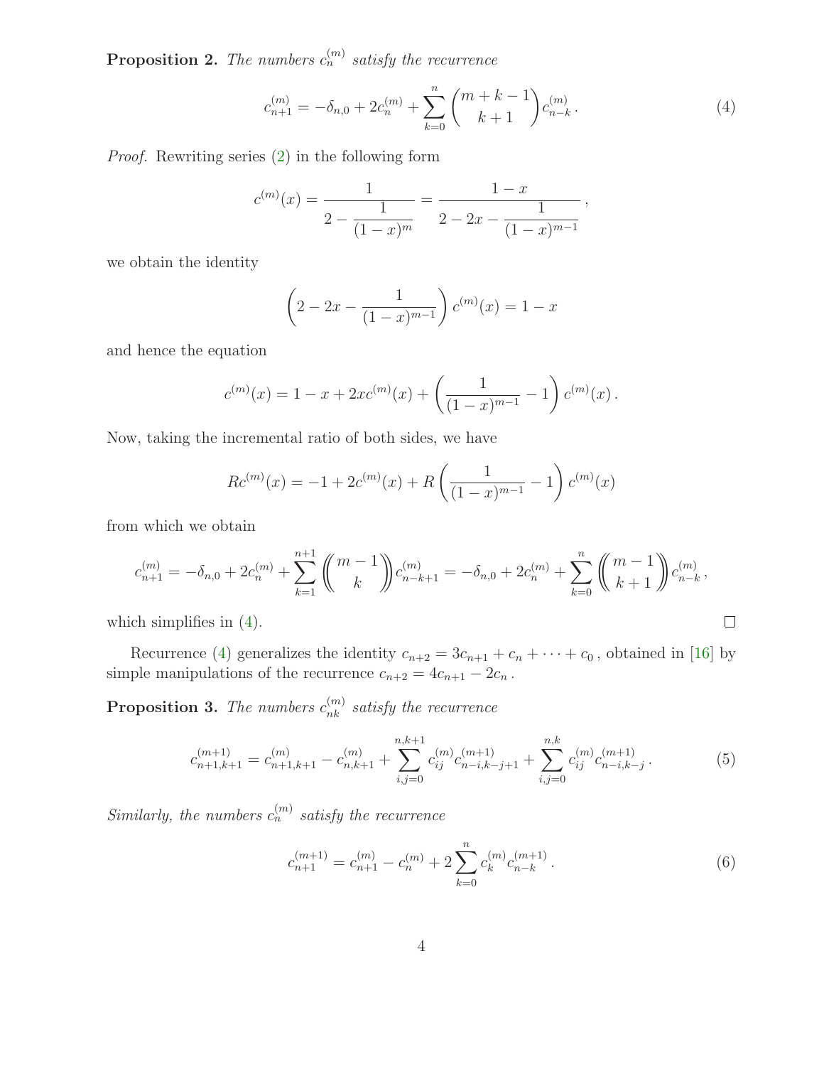**Proposition 2.** *The numbers $c_n^{(m)}$ satisfy the recurrence*

$$c_{n+1}^{(m)} = -\delta_{n,0} + 2c_n^{(m)} + \sum_{k=0}^{n} \binom{m+k-1}{k+1} c_{n-k}^{(m)} . \tag{4}$$

*Proof.* Rewriting series (2) in the following form

$$c^{(m)}(x) = \frac{1}{2 - \dfrac{1}{(1-x)^m}} = \frac{1-x}{2 - 2x - \dfrac{1}{(1-x)^{m-1}}} ,$$

we obtain the identity

$$\left( 2 - 2x - \frac{1}{(1-x)^{m-1}} \right) c^{(m)}(x) = 1 - x$$

and hence the equation

$$c^{(m)}(x) = 1 - x + 2xc^{(m)}(x) + \left( \frac{1}{(1-x)^{m-1}} - 1 \right) c^{(m)}(x) .$$

Now, taking the incremental ratio of both sides, we have

$$Rc^{(m)}(x) = -1 + 2c^{(m)}(x) + R\left( \frac{1}{(1-x)^{m-1}} - 1 \right) c^{(m)}(x)$$

from which we obtain

$$c_{n+1}^{(m)} = -\delta_{n,0} + 2c_n^{(m)} + \sum_{k=1}^{n+1} \left(\!\!\binom{m-1}{k}\!\!\right) c_{n-k+1}^{(m)} = -\delta_{n,0} + 2c_n^{(m)} + \sum_{k=0}^{n} \left(\!\!\binom{m-1}{k+1}\!\!\right) c_{n-k}^{(m)} ,$$

which simplifies in (4). $\square$

Recurrence (4) generalizes the identity $c_{n+2} = 3c_{n+1} + c_n + \cdots + c_0$ , obtained in [16] by simple manipulations of the recurrence $c_{n+2} = 4c_{n+1} - 2c_n$ .

**Proposition 3.** *The numbers $c_{nk}^{(m)}$ satisfy the recurrence*

$$c_{n+1,k+1}^{(m+1)} = c_{n+1,k+1}^{(m)} - c_{n,k+1}^{(m)} + \sum_{i,j=0}^{n,k+1} c_{ij}^{(m)} c_{n-i,k-j+1}^{(m+1)} + \sum_{i,j=0}^{n,k} c_{ij}^{(m)} c_{n-i,k-j}^{(m+1)} . \tag{5}$$

*Similarly, the numbers $c_n^{(m)}$ satisfy the recurrence*

$$c_{n+1}^{(m+1)} = c_{n+1}^{(m)} - c_n^{(m)} + 2\sum_{k=0}^{n} c_k^{(m)} c_{n-k}^{(m+1)} . \tag{6}$$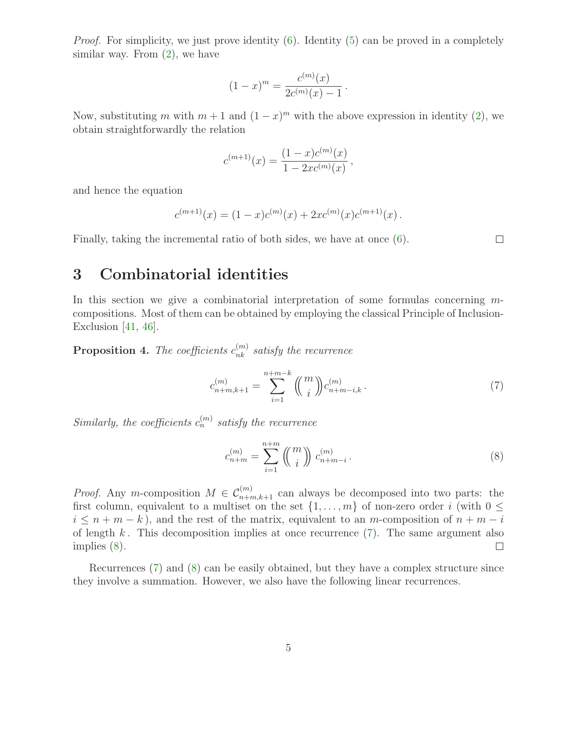*Proof.* For simplicity, we just prove identity (6). Identity (5) can be proved in a completely similar way. From (2), we have

$$(1-x)^m = \frac{c^{(m)}(x)}{2c^{(m)}(x) - 1}\,.$$

Now, substituting $m$ with $m+1$ and $(1-x)^m$ with the above expression in identity (2), we obtain straightforwardly the relation

$$c^{(m+1)}(x) = \frac{(1-x)c^{(m)}(x)}{1 - 2xc^{(m)}(x)}\,,$$

and hence the equation

$$c^{(m+1)}(x) = (1-x)c^{(m)}(x) + 2xc^{(m)}(x)c^{(m+1)}(x)\,.$$

Finally, taking the incremental ratio of both sides, we have at once (6). □

# 3 Combinatorial identities

In this section we give a combinatorial interpretation of some formulas concerning $m$-compositions. Most of them can be obtained by employing the classical Principle of Inclusion-Exclusion [41, 46].

**Proposition 4.** *The coefficients $c_{nk}^{(m)}$ satisfy the recurrence*

$$c_{n+m,k+1}^{(m)} = \sum_{i=1}^{n+m-k} \left(\!\!\binom{m}{i}\!\!\right) c_{n+m-i,k}^{(m)}\,. \tag{7}$$

*Similarly, the coefficients $c_n^{(m)}$ satisfy the recurrence*

$$c_{n+m}^{(m)} = \sum_{i=1}^{n+m} \left(\!\!\binom{m}{i}\!\!\right) c_{n+m-i}^{(m)}\,. \tag{8}$$

*Proof.* Any $m$-composition $M \in \mathcal{C}_{n+m,k+1}^{(m)}$ can always be decomposed into two parts: the first column, equivalent to a multiset on the set $\{1, \ldots, m\}$ of non-zero order $i$ (with $0 \le i \le n+m-k$), and the rest of the matrix, equivalent to an $m$-composition of $n+m-i$ of length $k$. This decomposition implies at once recurrence (7). The same argument also implies (8). □

Recurrences (7) and (8) can be easily obtained, but they have a complex structure since they involve a summation. However, we also have the following linear recurrences.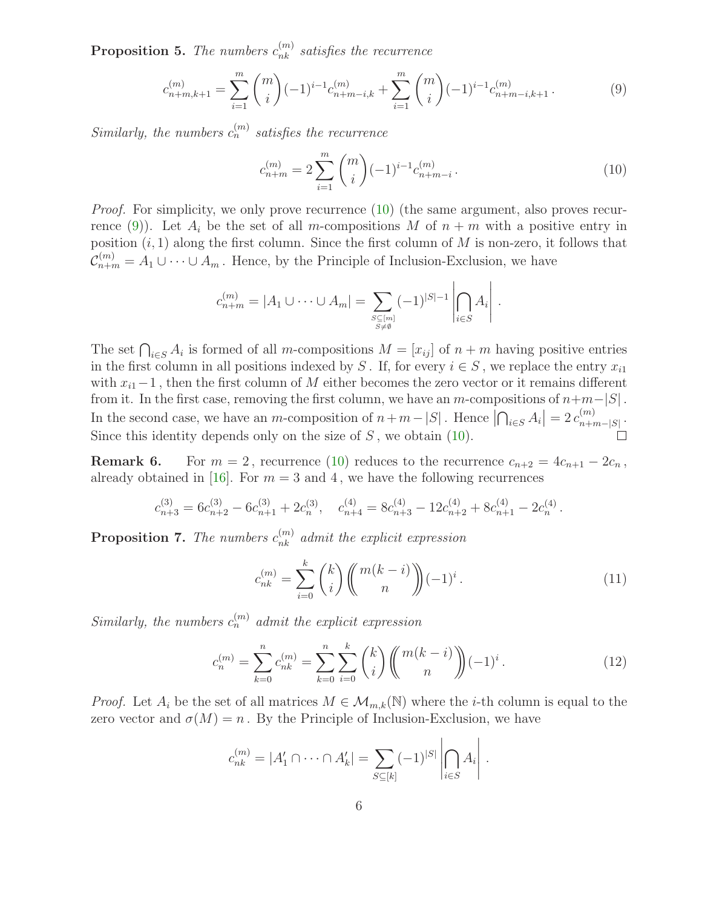**Proposition 5.** *The numbers $c_{nk}^{(m)}$ satisfies the recurrence*

$$c_{n+m,k+1}^{(m)} = \sum_{i=1}^{m} \binom{m}{i} (-1)^{i-1} c_{n+m-i,k}^{(m)} + \sum_{i=1}^{m} \binom{m}{i} (-1)^{i-1} c_{n+m-i,k+1}^{(m)} . \tag{9}$$

*Similarly, the numbers $c_n^{(m)}$ satisfies the recurrence*

$$c_{n+m}^{(m)} = 2 \sum_{i=1}^{m} \binom{m}{i} (-1)^{i-1} c_{n+m-i}^{(m)} . \tag{10}$$

*Proof.* For simplicity, we only prove recurrence (10) (the same argument, also proves recurrence (9)). Let $A_i$ be the set of all $m$-compositions $M$ of $n+m$ with a positive entry in position $(i,1)$ along the first column. Since the first column of $M$ is non-zero, it follows that $\mathcal{C}_{n+m}^{(m)} = A_1 \cup \cdots \cup A_m$. Hence, by the Principle of Inclusion-Exclusion, we have

$$c_{n+m}^{(m)} = |A_1 \cup \cdots \cup A_m| = \sum_{\substack{S \subseteq [m] \\ S \neq \emptyset}} (-1)^{|S|-1} \left| \bigcap_{i \in S} A_i \right| .$$

The set $\bigcap_{i \in S} A_i$ is formed of all $m$-compositions $M = [x_{ij}]$ of $n+m$ having positive entries in the first column in all positions indexed by $S$. If, for every $i \in S$, we replace the entry $x_{i1}$ with $x_{i1}-1$, then the first column of $M$ either becomes the zero vector or it remains different from it. In the first case, removing the first column, we have an $m$-compositions of $n+m-|S|$. In the second case, we have an $m$-composition of $n+m-|S|$. Hence $\left|\bigcap_{i \in S} A_i\right| = 2\, c_{n+m-|S|}^{(m)}$. Since this identity depends only on the size of $S$, we obtain (10). □

**Remark 6.** For $m=2$, recurrence (10) reduces to the recurrence $c_{n+2} = 4c_{n+1} - 2c_n$, already obtained in [16]. For $m=3$ and $4$, we have the following recurrences

$$c_{n+3}^{(3)} = 6c_{n+2}^{(3)} - 6c_{n+1}^{(3)} + 2c_n^{(3)}, \quad c_{n+4}^{(4)} = 8c_{n+3}^{(4)} - 12c_{n+2}^{(4)} + 8c_{n+1}^{(4)} - 2c_n^{(4)} .$$

**Proposition 7.** *The numbers $c_{nk}^{(m)}$ admit the explicit expression*

$$c_{nk}^{(m)} = \sum_{i=0}^{k} \binom{k}{i} \left(\!\!\binom{m(k-i)}{n}\!\!\right) (-1)^i . \tag{11}$$

*Similarly, the numbers $c_n^{(m)}$ admit the explicit expression*

$$c_n^{(m)} = \sum_{k=0}^{n} c_{nk}^{(m)} = \sum_{k=0}^{n} \sum_{i=0}^{k} \binom{k}{i} \left(\!\!\binom{m(k-i)}{n}\!\!\right) (-1)^i . \tag{12}$$

*Proof.* Let $A_i$ be the set of all matrices $M \in \mathcal{M}_{m,k}(\mathbb{N})$ where the $i$-th column is equal to the zero vector and $\sigma(M) = n$. By the Principle of Inclusion-Exclusion, we have

$$c_{nk}^{(m)} = |A_1' \cap \cdots \cap A_k'| = \sum_{S \subseteq [k]} (-1)^{|S|} \left| \bigcap_{i \in S} A_i \right| .$$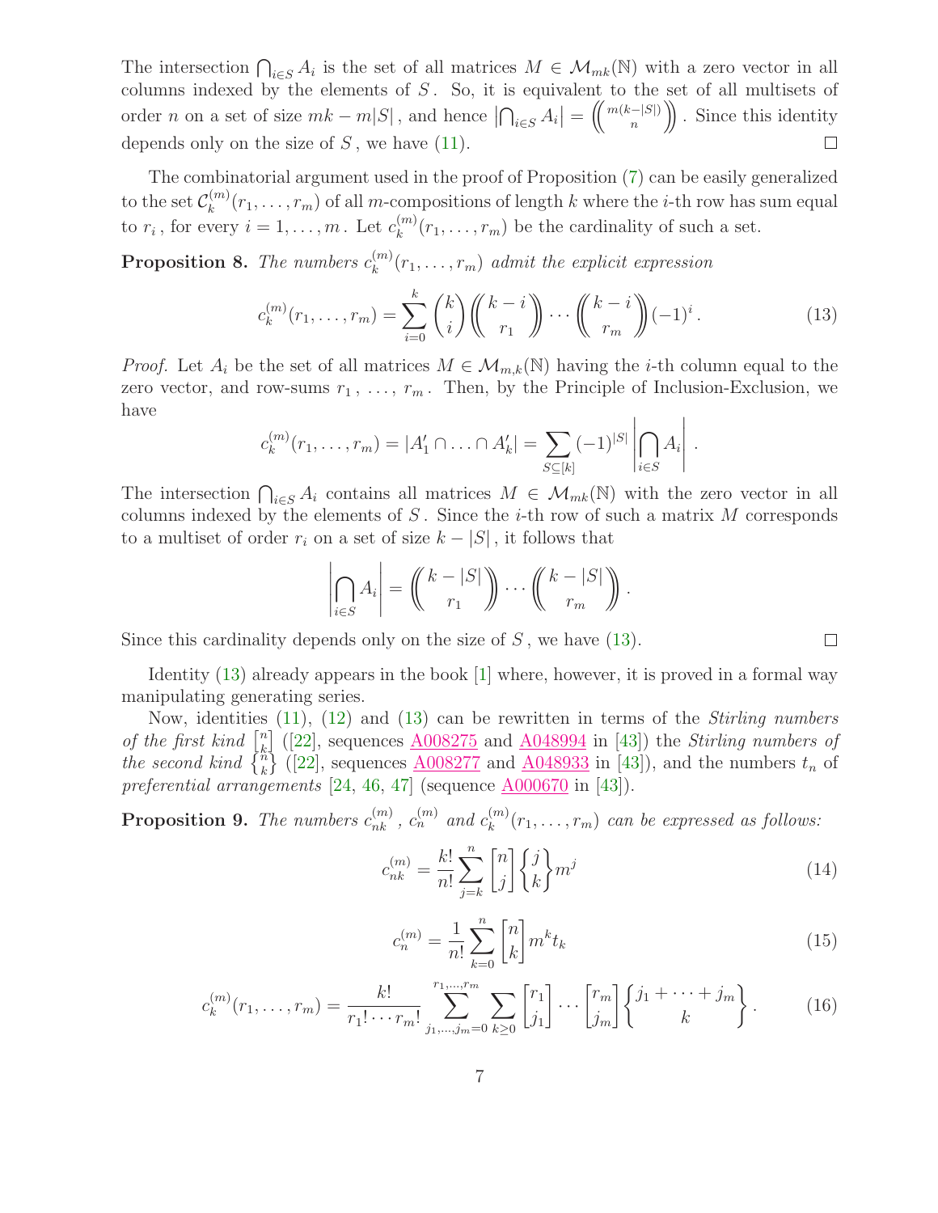The intersection $\bigcap_{i\in S} A_i$ is the set of all matrices $M \in \mathcal{M}_{mk}(\mathbb{N})$ with a zero vector in all columns indexed by the elements of $S$. So, it is equivalent to the set of all multisets of order $n$ on a set of size $mk - m|S|$, and hence $\left|\bigcap_{i\in S} A_i\right| = \left(\!\binom{m(k-|S|)}{n}\!\right)$. Since this identity depends only on the size of $S$, we have (11). □

The combinatorial argument used in the proof of Proposition (7) can be easily generalized to the set $\mathcal{C}_k^{(m)}(r_1,\ldots,r_m)$ of all $m$-compositions of length $k$ where the $i$-th row has sum equal to $r_i$, for every $i = 1,\ldots,m$. Let $c_k^{(m)}(r_1,\ldots,r_m)$ be the cardinality of such a set.

**Proposition 8.** *The numbers $c_k^{(m)}(r_1,\ldots,r_m)$ admit the explicit expression*

$$c_k^{(m)}(r_1,\ldots,r_m) = \sum_{i=0}^{k} \binom{k}{i} \left(\!\binom{k-i}{r_1}\!\right) \cdots \left(\!\binom{k-i}{r_m}\!\right) (-1)^i . \tag{13}$$

*Proof.* Let $A_i$ be the set of all matrices $M \in \mathcal{M}_{m,k}(\mathbb{N})$ having the $i$-th column equal to the zero vector, and row-sums $r_1$, ..., $r_m$. Then, by the Principle of Inclusion-Exclusion, we have

$$c_k^{(m)}(r_1,\ldots,r_m) = |A_1' \cap \ldots \cap A_k'| = \sum_{S\subseteq[k]} (-1)^{|S|} \left|\bigcap_{i\in S} A_i\right| .$$

The intersection $\bigcap_{i\in S} A_i$ contains all matrices $M \in \mathcal{M}_{mk}(\mathbb{N})$ with the zero vector in all columns indexed by the elements of $S$. Since the $i$-th row of such a matrix $M$ corresponds to a multiset of order $r_i$ on a set of size $k - |S|$, it follows that

$$\left|\bigcap_{i\in S} A_i\right| = \left(\!\binom{k-|S|}{r_1}\!\right) \cdots \left(\!\binom{k-|S|}{r_m}\!\right) .$$

Since this cardinality depends only on the size of $S$, we have (13). □

Identity (13) already appears in the book [1] where, however, it is proved in a formal way manipulating generating series.

Now, identities (11), (12) and (13) can be rewritten in terms of the *Stirling numbers of the first kind* $\left[{n \atop k}\right]$ ([22], sequences A008275 and A048994 in [43]) the *Stirling numbers of the second kind* $\left\{{n \atop k}\right\}$ ([22], sequences A008277 and A048933 in [43]), and the numbers $t_n$ of *preferential arrangements* [24, 46, 47] (sequence A000670 in [43]).

**Proposition 9.** *The numbers $c_{nk}^{(m)}$, $c_n^{(m)}$ and $c_k^{(m)}(r_1,\ldots,r_m)$ can be expressed as follows:*

$$c_{nk}^{(m)} = \frac{k!}{n!} \sum_{j=k}^{n} \left[{n \atop j}\right] \left\{{j \atop k}\right\} m^j \tag{14}$$

$$c_n^{(m)} = \frac{1}{n!} \sum_{k=0}^{n} \left[{n \atop k}\right] m^k t_k \tag{15}$$

$$c_k^{(m)}(r_1,\ldots,r_m) = \frac{k!}{r_1!\cdots r_m!} \sum_{j_1,\ldots,j_m=0}^{r_1,\ldots,r_m} \sum_{k\geq 0} \left[{r_1 \atop j_1}\right] \cdots \left[{r_m \atop j_m}\right] \left\{{j_1+\cdots+j_m \atop k}\right\} . \tag{16}$$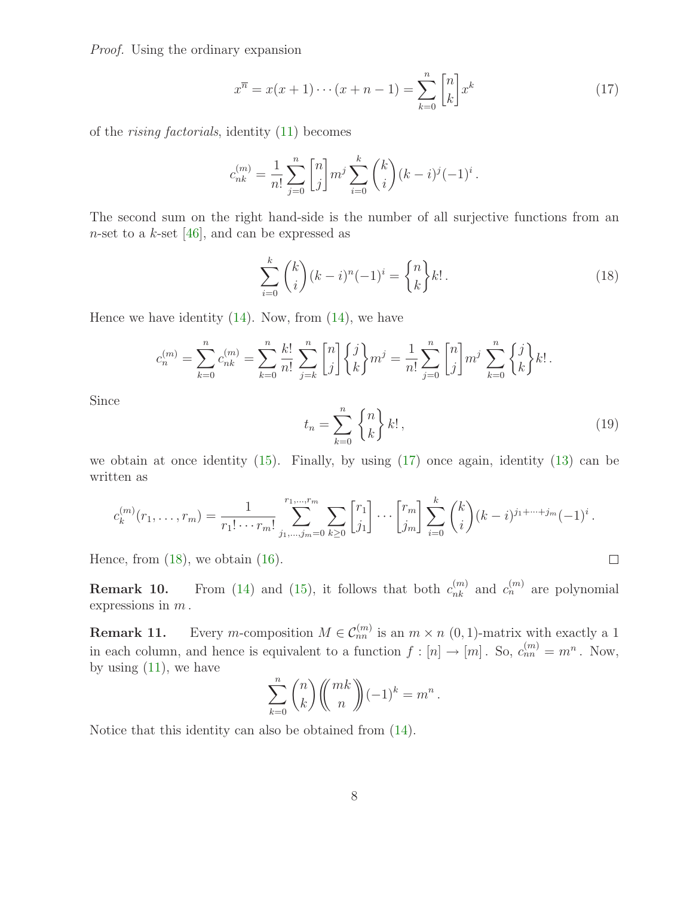*Proof.* Using the ordinary expansion

$$x^{\overline{n}} = x(x+1)\cdots(x+n-1) = \sum_{k=0}^{n} \begin{bmatrix} n \\ k \end{bmatrix} x^k \tag{17}$$

of the *rising factorials*, identity (11) becomes

$$c_{nk}^{(m)} = \frac{1}{n!} \sum_{j=0}^{n} \begin{bmatrix} n \\ j \end{bmatrix} m^j \sum_{i=0}^{k} \binom{k}{i} (k-i)^j (-1)^i \,.$$

The second sum on the right hand-side is the number of all surjective functions from an $n$-set to a $k$-set [46], and can be expressed as

$$\sum_{i=0}^{k} \binom{k}{i} (k-i)^n (-1)^i = \begin{Bmatrix} n \\ k \end{Bmatrix} k! \,. \tag{18}$$

Hence we have identity (14). Now, from (14), we have

$$c_n^{(m)} = \sum_{k=0}^{n} c_{nk}^{(m)} = \sum_{k=0}^{n} \frac{k!}{n!} \sum_{j=k}^{n} \begin{bmatrix} n \\ j \end{bmatrix} \begin{Bmatrix} j \\ k \end{Bmatrix} m^j = \frac{1}{n!} \sum_{j=0}^{n} \begin{bmatrix} n \\ j \end{bmatrix} m^j \sum_{k=0}^{n} \begin{Bmatrix} j \\ k \end{Bmatrix} k! \,.$$

Since

$$t_n = \sum_{k=0}^{n} \begin{Bmatrix} n \\ k \end{Bmatrix} k! \,, \tag{19}$$

we obtain at once identity (15). Finally, by using (17) once again, identity (13) can be written as

$$c_k^{(m)}(r_1, \ldots, r_m) = \frac{1}{r_1! \cdots r_m!} \sum_{j_1,\ldots,j_m=0}^{r_1,\ldots,r_m} \sum_{k \geq 0} \begin{bmatrix} r_1 \\ j_1 \end{bmatrix} \cdots \begin{bmatrix} r_m \\ j_m \end{bmatrix} \sum_{i=0}^{k} \binom{k}{i} (k-i)^{j_1+\cdots+j_m} (-1)^i \,.$$

Hence, from (18), we obtain (16). □

**Remark 10.** From (14) and (15), it follows that both $c_{nk}^{(m)}$ and $c_n^{(m)}$ are polynomial expressions in $m$.

**Remark 11.** Every $m$-composition $M \in \mathcal{C}_{nn}^{(m)}$ is an $m \times n$ $(0,1)$-matrix with exactly a 1 in each column, and hence is equivalent to a function $f : [n] \to [m]$. So, $c_{nn}^{(m)} = m^n$. Now, by using (11), we have

$$\sum_{k=0}^{n} \binom{n}{k} \left(\!\!\binom{mk}{n}\!\!\right) (-1)^k = m^n \,.$$

Notice that this identity can also be obtained from (14).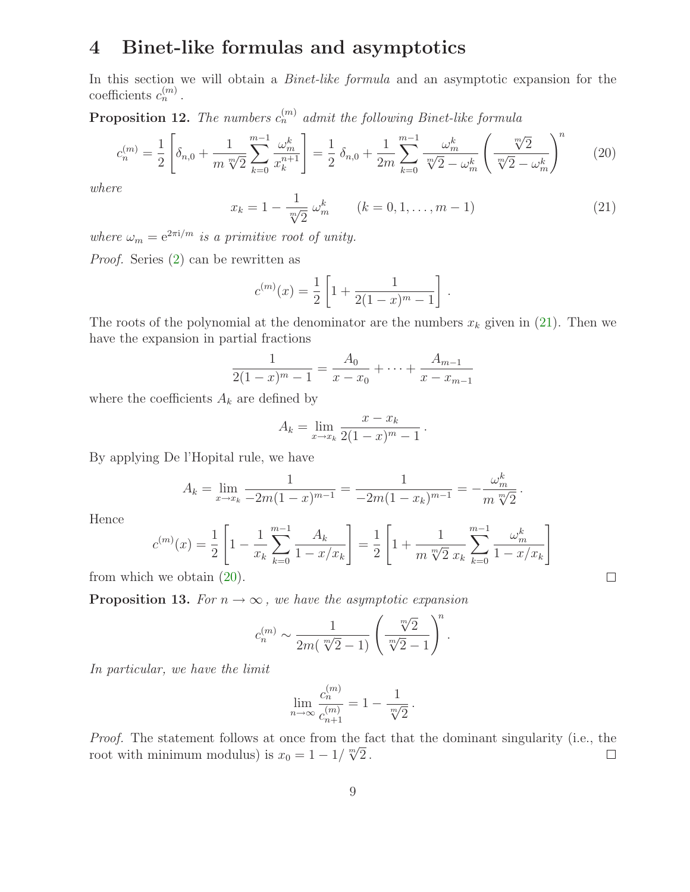# 4 Binet-like formulas and asymptotics

In this section we will obtain a *Binet-like formula* and an asymptotic expansion for the coefficients $c_n^{(m)}$.

**Proposition 12.** *The numbers $c_n^{(m)}$ admit the following Binet-like formula*

$$c_n^{(m)} = \frac{1}{2}\left[\delta_{n,0} + \frac{1}{m\sqrt[m]{2}}\sum_{k=0}^{m-1}\frac{\omega_m^k}{x_k^{n+1}}\right] = \frac{1}{2}\,\delta_{n,0} + \frac{1}{2m}\sum_{k=0}^{m-1}\frac{\omega_m^k}{\sqrt[m]{2}-\omega_m^k}\left(\frac{\sqrt[m]{2}}{\sqrt[m]{2}-\omega_m^k}\right)^n \tag{20}$$

*where*

$$x_k = 1 - \frac{1}{\sqrt[m]{2}}\,\omega_m^k \qquad (k = 0, 1, \ldots, m-1) \tag{21}$$

*where $\omega_m = \mathrm{e}^{2\pi\mathrm{i}/m}$ is a primitive root of unity.*

*Proof.* Series (2) can be rewritten as

$$c^{(m)}(x) = \frac{1}{2}\left[1 + \frac{1}{2(1-x)^m - 1}\right].$$

The roots of the polynomial at the denominator are the numbers $x_k$ given in (21). Then we have the expansion in partial fractions

$$\frac{1}{2(1-x)^m - 1} = \frac{A_0}{x - x_0} + \cdots + \frac{A_{m-1}}{x - x_{m-1}}$$

where the coefficients $A_k$ are defined by

$$A_k = \lim_{x\to x_k}\frac{x - x_k}{2(1-x)^m - 1}.$$

By applying De l'Hopital rule, we have

$$A_k = \lim_{x\to x_k}\frac{1}{-2m(1-x)^{m-1}} = \frac{1}{-2m(1-x_k)^{m-1}} = -\frac{\omega_m^k}{m\sqrt[m]{2}}.$$

Hence

$$c^{(m)}(x) = \frac{1}{2}\left[1 - \frac{1}{x_k}\sum_{k=0}^{m-1}\frac{A_k}{1 - x/x_k}\right] = \frac{1}{2}\left[1 + \frac{1}{m\sqrt[m]{2}\,x_k}\sum_{k=0}^{m-1}\frac{\omega_m^k}{1 - x/x_k}\right]$$

from which we obtain (20). □

**Proposition 13.** *For $n \to \infty$, we have the asymptotic expansion*

$$c_n^{(m)} \sim \frac{1}{2m(\sqrt[m]{2}-1)}\left(\frac{\sqrt[m]{2}}{\sqrt[m]{2}-1}\right)^n.$$

*In particular, we have the limit*

$$\lim_{n\to\infty}\frac{c_n^{(m)}}{c_{n+1}^{(m)}} = 1 - \frac{1}{\sqrt[m]{2}}.$$

*Proof.* The statement follows at once from the fact that the dominant singularity (i.e., the root with minimum modulus) is $x_0 = 1 - 1/\sqrt[m]{2}$. □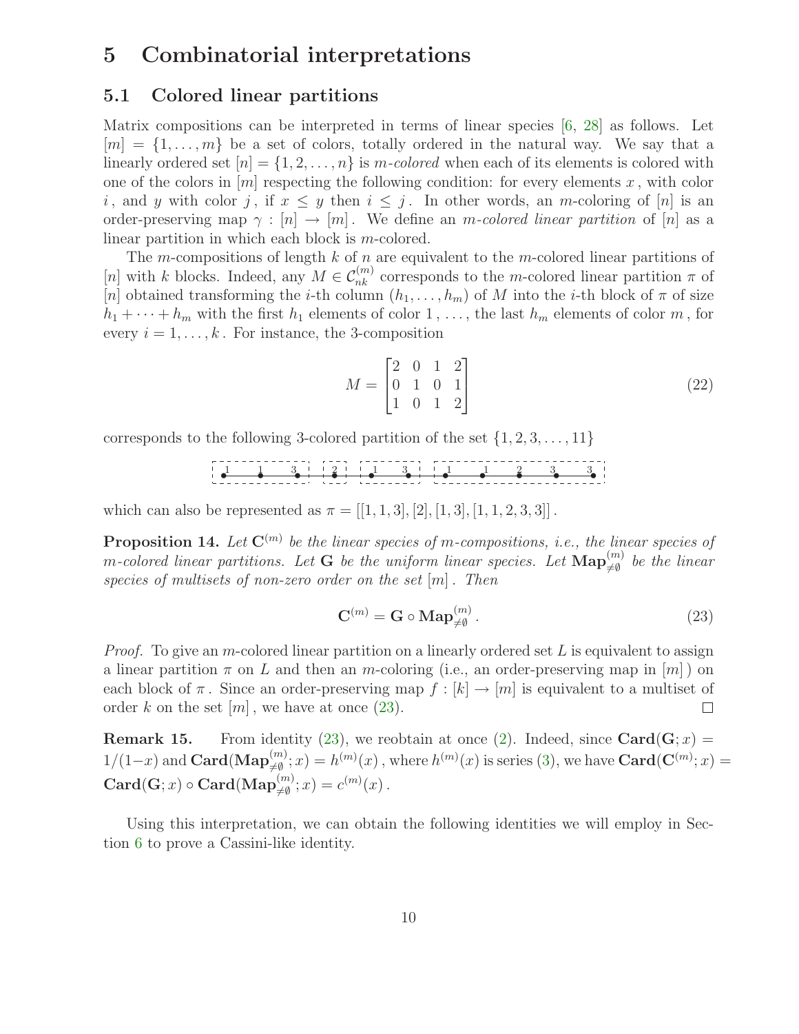# 5 Combinatorial interpretations

## 5.1 Colored linear partitions

Matrix compositions can be interpreted in terms of linear species [6, 28] as follows. Let $[m] = \{1, \ldots, m\}$ be a set of colors, totally ordered in the natural way. We say that a linearly ordered set $[n] = \{1, 2, \ldots, n\}$ is *m-colored* when each of its elements is colored with one of the colors in $[m]$ respecting the following condition: for every elements $x$, with color $i$, and $y$ with color $j$, if $x \leq y$ then $i \leq j$. In other words, an $m$-coloring of $[n]$ is an order-preserving map $\gamma : [n] \to [m]$. We define an *m-colored linear partition* of $[n]$ as a linear partition in which each block is $m$-colored.

The $m$-compositions of length $k$ of $n$ are equivalent to the $m$-colored linear partitions of $[n]$ with $k$ blocks. Indeed, any $M \in \mathcal{C}_{nk}^{(m)}$ corresponds to the $m$-colored linear partition $\pi$ of $[n]$ obtained transforming the $i$-th column $(h_1, \ldots, h_m)$ of $M$ into the $i$-th block of $\pi$ of size $h_1 + \cdots + h_m$ with the first $h_1$ elements of color $1$, ..., the last $h_m$ elements of color $m$, for every $i = 1, \ldots, k$. For instance, the 3-composition

$$M = \begin{bmatrix} 2 & 0 & 1 & 2 \\ 0 & 1 & 0 & 1 \\ 1 & 0 & 1 & 2 \end{bmatrix} \tag{22}$$

corresponds to the following 3-colored partition of the set $\{1, 2, 3, \ldots, 11\}$

which can also be represented as $\pi = [[1, 1, 3], [2], [1, 3], [1, 1, 2, 3, 3]]$.

**Proposition 14.** *Let $\mathbf{C}^{(m)}$ be the linear species of m-compositions, i.e., the linear species of m-colored linear partitions. Let $\mathbf{G}$ be the uniform linear species. Let $\mathbf{Map}_{\neq\emptyset}^{(m)}$ be the linear species of multisets of non-zero order on the set $[m]$. Then*

$$\mathbf{C}^{(m)} = \mathbf{G} \circ \mathbf{Map}_{\neq\emptyset}^{(m)} . \tag{23}$$

*Proof.* To give an $m$-colored linear partition on a linearly ordered set $L$ is equivalent to assign a linear partition $\pi$ on $L$ and then an $m$-coloring (i.e., an order-preserving map in $[m]$) on each block of $\pi$. Since an order-preserving map $f : [k] \to [m]$ is equivalent to a multiset of order $k$ on the set $[m]$, we have at once (23). $\square$

**Remark 15.** From identity (23), we reobtain at once (2). Indeed, since $\mathbf{Card}(\mathbf{G}; x) = 1/(1-x)$ and $\mathbf{Card}(\mathbf{Map}_{\neq\emptyset}^{(m)}; x) = h^{(m)}(x)$, where $h^{(m)}(x)$ is series (3), we have $\mathbf{Card}(\mathbf{C}^{(m)}; x) = \mathbf{Card}(\mathbf{G}; x) \circ \mathbf{Card}(\mathbf{Map}_{\neq\emptyset}^{(m)}; x) = c^{(m)}(x)$.

Using this interpretation, we can obtain the following identities we will employ in Section 6 to prove a Cassini-like identity.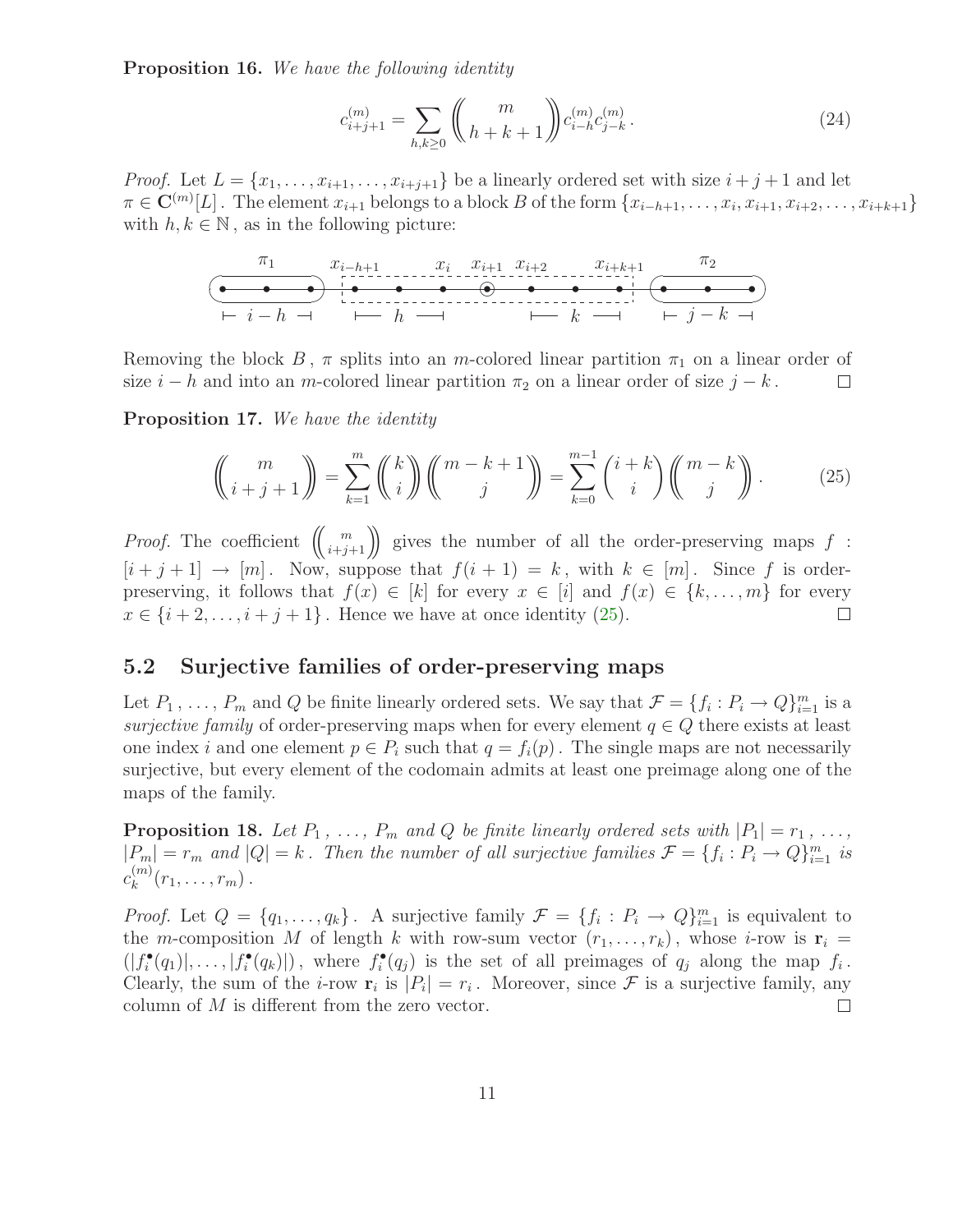**Proposition 16.** *We have the following identity*

$$c_{i+j+1}^{(m)} = \sum_{h,k\geq 0} \left(\!\!\binom{m}{h+k+1}\!\!\right) c_{i-h}^{(m)} c_{j-k}^{(m)} . \tag{24}$$

*Proof.* Let $L = \{x_1, \ldots, x_{i+1}, \ldots, x_{i+j+1}\}$ be a linearly ordered set with size $i+j+1$ and let $\pi \in \mathbf{C}^{(m)}[L]$. The element $x_{i+1}$ belongs to a block $B$ of the form $\{x_{i-h+1}, \ldots, x_i, x_{i+1}, x_{i+2}, \ldots, x_{i+k+1}\}$ with $h, k \in \mathbb{N}$, as in the following picture:

Removing the block $B$, $\pi$ splits into an $m$-colored linear partition $\pi_1$ on a linear order of size $i-h$ and into an $m$-colored linear partition $\pi_2$ on a linear order of size $j-k$. $\square$

**Proposition 17.** *We have the identity*

$$\left(\!\!\binom{m}{i+j+1}\!\!\right) = \sum_{k=1}^{m} \left(\!\!\binom{k}{i}\!\!\right) \left(\!\!\binom{m-k+1}{j}\!\!\right) = \sum_{k=0}^{m-1} \binom{i+k}{i} \left(\!\!\binom{m-k}{j}\!\!\right). \tag{25}$$

*Proof.* The coefficient $\left(\!\binom{m}{i+j+1}\!\right)$ gives the number of all the order-preserving maps $f : [i+j+1] \to [m]$. Now, suppose that $f(i+1) = k$, with $k \in [m]$. Since $f$ is order-preserving, it follows that $f(x) \in [k]$ for every $x \in [i]$ and $f(x) \in \{k, \ldots, m\}$ for every $x \in \{i+2, \ldots, i+j+1\}$. Hence we have at once identity (25). $\square$

## 5.2 Surjective families of order-preserving maps

Let $P_1, \ldots, P_m$ and $Q$ be finite linearly ordered sets. We say that $\mathcal{F} = \{f_i : P_i \to Q\}_{i=1}^m$ is a *surjective family* of order-preserving maps when for every element $q \in Q$ there exists at least one index $i$ and one element $p \in P_i$ such that $q = f_i(p)$. The single maps are not necessarily surjective, but every element of the codomain admits at least one preimage along one of the maps of the family.

**Proposition 18.** *Let $P_1, \ldots, P_m$ and $Q$ be finite linearly ordered sets with $|P_1| = r_1, \ldots, |P_m| = r_m$ and $|Q| = k$. Then the number of all surjective families $\mathcal{F} = \{f_i : P_i \to Q\}_{i=1}^m$ is $c_k^{(m)}(r_1, \ldots, r_m)$.*

*Proof.* Let $Q = \{q_1, \ldots, q_k\}$. A surjective family $\mathcal{F} = \{f_i : P_i \to Q\}_{i=1}^m$ is equivalent to the $m$-composition $M$ of length $k$ with row-sum vector $(r_1, \ldots, r_k)$, whose $i$-row is $\mathbf{r}_i = (|f_i^\bullet(q_1)|, \ldots, |f_i^\bullet(q_k)|)$, where $f_i^\bullet(q_j)$ is the set of all preimages of $q_j$ along the map $f_i$. Clearly, the sum of the $i$-row $\mathbf{r}_i$ is $|P_i| = r_i$. Moreover, since $\mathcal{F}$ is a surjective family, any column of $M$ is different from the zero vector. $\square$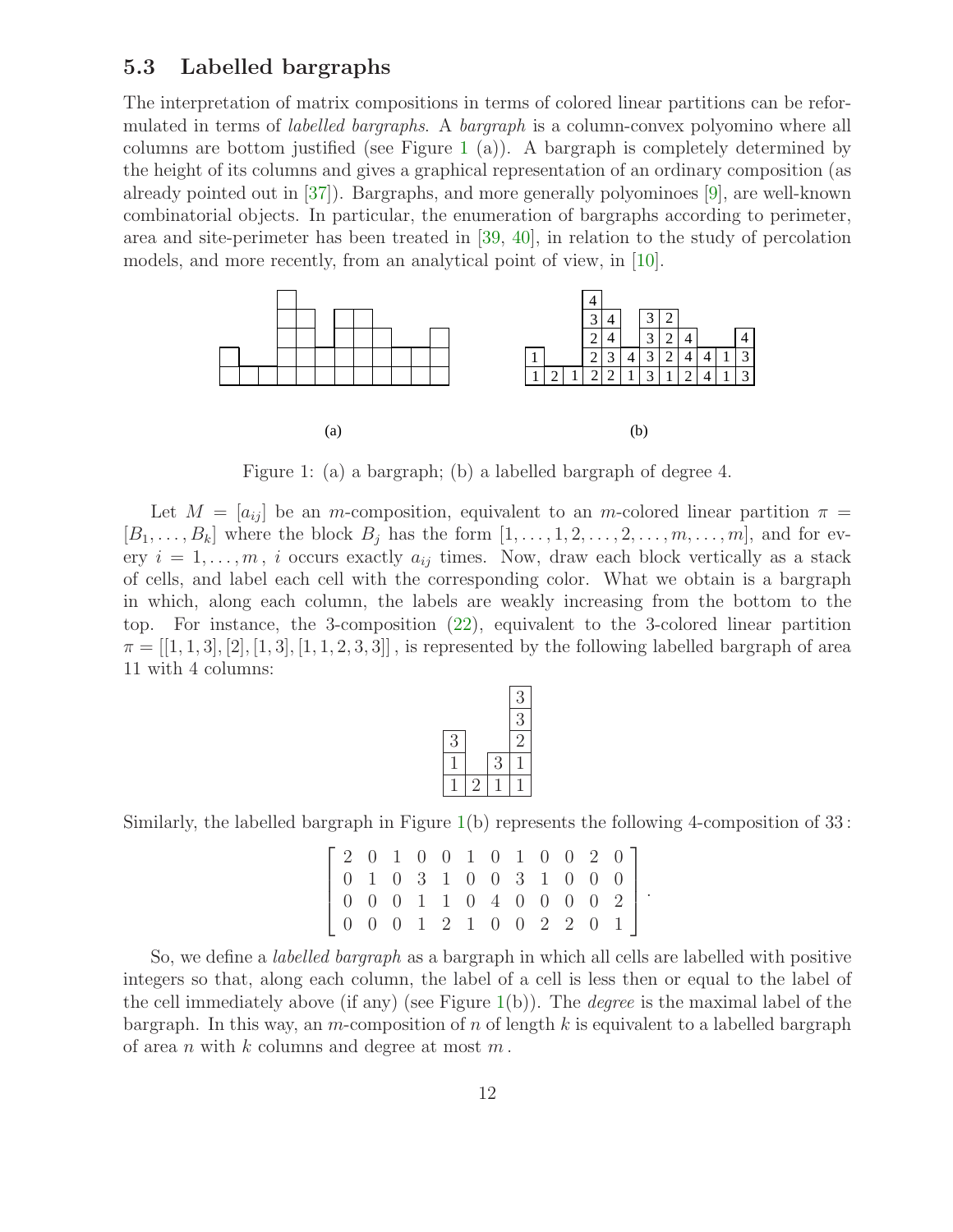### 5.3 Labelled bargraphs

The interpretation of matrix compositions in terms of colored linear partitions can be reformulated in terms of *labelled bargraphs*. A *bargraph* is a column-convex polyomino where all columns are bottom justified (see Figure 1 (a)). A bargraph is completely determined by the height of its columns and gives a graphical representation of an ordinary composition (as already pointed out in [37]). Bargraphs, and more generally polyominoes [9], are well-known combinatorial objects. In particular, the enumeration of bargraphs according to perimeter, area and site-perimeter has been treated in [39, 40], in relation to the study of percolation models, and more recently, from an analytical point of view, in [10].

(a) (b)

Figure 1: (a) a bargraph; (b) a labelled bargraph of degree 4.

Let $M = [a_{ij}]$ be an $m$-composition, equivalent to an $m$-colored linear partition $\pi = [B_1, \ldots, B_k]$ where the block $B_j$ has the form $[1, \ldots, 1, 2, \ldots, 2, \ldots, m, \ldots, m]$, and for every $i = 1, \ldots, m$, $i$ occurs exactly $a_{ij}$ times. Now, draw each block vertically as a stack of cells, and label each cell with the corresponding color. What we obtain is a bargraph in which, along each column, the labels are weakly increasing from the bottom to the top. For instance, the 3-composition (22), equivalent to the 3-colored linear partition $\pi = [[1, 1, 3], [2], [1, 3], [1, 1, 2, 3, 3]]$, is represented by the following labelled bargraph of area 11 with 4 columns:

|   |   |   | 3 |
|---|---|---|---|
|   |   |   | 3 |
| 3 |   |   | 2 |
| 1 |   | 3 | 1 |
| 1 | 2 | 1 | 1 |

Similarly, the labelled bargraph in Figure 1(b) represents the following 4-composition of 33:

$$\begin{bmatrix} 2 & 0 & 1 & 0 & 0 & 1 & 0 & 1 & 0 & 0 & 2 & 0 \\ 0 & 1 & 0 & 3 & 1 & 0 & 0 & 3 & 1 & 0 & 0 & 0 \\ 0 & 0 & 0 & 1 & 1 & 0 & 4 & 0 & 0 & 0 & 0 & 2 \\ 0 & 0 & 0 & 1 & 2 & 1 & 0 & 0 & 2 & 2 & 0 & 1 \end{bmatrix}.$$

So, we define a *labelled bargraph* as a bargraph in which all cells are labelled with positive integers so that, along each column, the label of a cell is less then or equal to the label of the cell immediately above (if any) (see Figure 1(b)). The *degree* is the maximal label of the bargraph. In this way, an $m$-composition of $n$ of length $k$ is equivalent to a labelled bargraph of area $n$ with $k$ columns and degree at most $m$.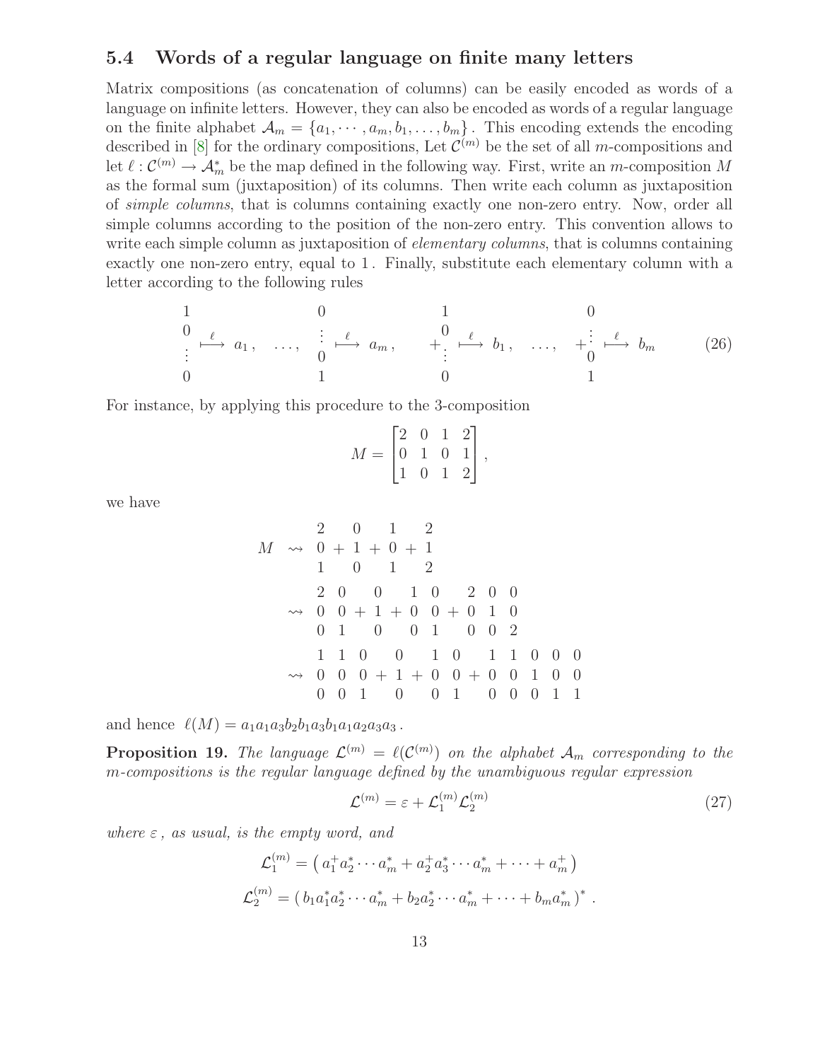### 5.4 Words of a regular language on finite many letters

Matrix compositions (as concatenation of columns) can be easily encoded as words of a language on infinite letters. However, they can also be encoded as words of a regular language on the finite alphabet $\mathcal{A}_m = \{a_1, \cdots, a_m, b_1, \ldots, b_m\}$. This encoding extends the encoding described in [8] for the ordinary compositions, Let $\mathcal{C}^{(m)}$ be the set of all $m$-compositions and let $\ell : \mathcal{C}^{(m)} \to \mathcal{A}_m^*$ be the map defined in the following way. First, write an $m$-composition $M$ as the formal sum (juxtaposition) of its columns. Then write each column as juxtaposition of *simple columns*, that is columns containing exactly one non-zero entry. Now, order all simple columns according to the position of the non-zero entry. This convention allows to write each simple column as juxtaposition of *elementary columns*, that is columns containing exactly one non-zero entry, equal to 1. Finally, substitute each elementary column with a letter according to the following rules

$$\begin{matrix} 1 \\ 0 \\ \vdots \\ 0 \end{matrix} \overset{\ell}{\longmapsto} a_1\,, \quad \ldots, \quad \begin{matrix} 0 \\ \vdots \\ 0 \\ 1 \end{matrix} \overset{\ell}{\longmapsto} a_m\,, \qquad + \begin{matrix} 1 \\ 0 \\ \vdots \\ 0 \end{matrix} \overset{\ell}{\longmapsto} b_1\,, \quad \ldots, \quad + \begin{matrix} 0 \\ \vdots \\ 0 \\ 1 \end{matrix} \overset{\ell}{\longmapsto} b_m \tag{26}$$

For instance, by applying this procedure to the 3-composition

$$M = \begin{bmatrix} 2 & 0 & 1 & 2 \\ 0 & 1 & 0 & 1 \\ 1 & 0 & 1 & 2 \end{bmatrix},$$

we have

$$\begin{aligned}
M \ &\rightsquigarrow \ \begin{matrix} 2 \\ 0 \\ 1 \end{matrix} + \begin{matrix} 0 \\ 1 \\ 0 \end{matrix} + \begin{matrix} 1 \\ 0 \\ 1 \end{matrix} + \begin{matrix} 2 \\ 1 \\ 2 \end{matrix} \\
&\rightsquigarrow \ \begin{matrix} 2 & 0 \\ 0 & 0 \\ 0 & 1 \end{matrix} + \begin{matrix} 0 \\ 1 \\ 0 \end{matrix} + \begin{matrix} 1 & 0 \\ 0 & 0 \\ 0 & 1 \end{matrix} + \begin{matrix} 2 & 0 & 0 \\ 0 & 1 & 0 \\ 0 & 0 & 2 \end{matrix} \\
&\rightsquigarrow \ \begin{matrix} 1 & 1 & 0 \\ 0 & 0 & 0 \\ 0 & 0 & 1 \end{matrix} + \begin{matrix} 0 \\ 1 \\ 0 \end{matrix} + \begin{matrix} 1 & 0 \\ 0 & 0 \\ 0 & 1 \end{matrix} + \begin{matrix} 1 & 1 & 0 & 0 & 0 \\ 0 & 0 & 1 & 0 & 0 \\ 0 & 0 & 0 & 1 & 1 \end{matrix}
\end{aligned}$$

and hence $\ell(M) = a_1 a_1 a_3 b_2 b_1 a_3 b_1 a_1 a_2 a_3 a_3$.

**Proposition 19.** *The language $\mathcal{L}^{(m)} = \ell(\mathcal{C}^{(m)})$ on the alphabet $\mathcal{A}_m$ corresponding to the $m$-compositions is the regular language defined by the unambiguous regular expression*

$$\mathcal{L}^{(m)} = \varepsilon + \mathcal{L}_1^{(m)} \mathcal{L}_2^{(m)} \tag{27}$$

*where $\varepsilon$, as usual, is the empty word, and*

$$\mathcal{L}_1^{(m)} = \left( a_1^+ a_2^* \cdots a_m^* + a_2^+ a_3^* \cdots a_m^* + \cdots + a_m^+ \right)$$

$$\mathcal{L}_2^{(m)} = \left( b_1 a_1^* a_2^* \cdots a_m^* + b_2 a_2^* \cdots a_m^* + \cdots + b_m a_m^* \right)^* .$$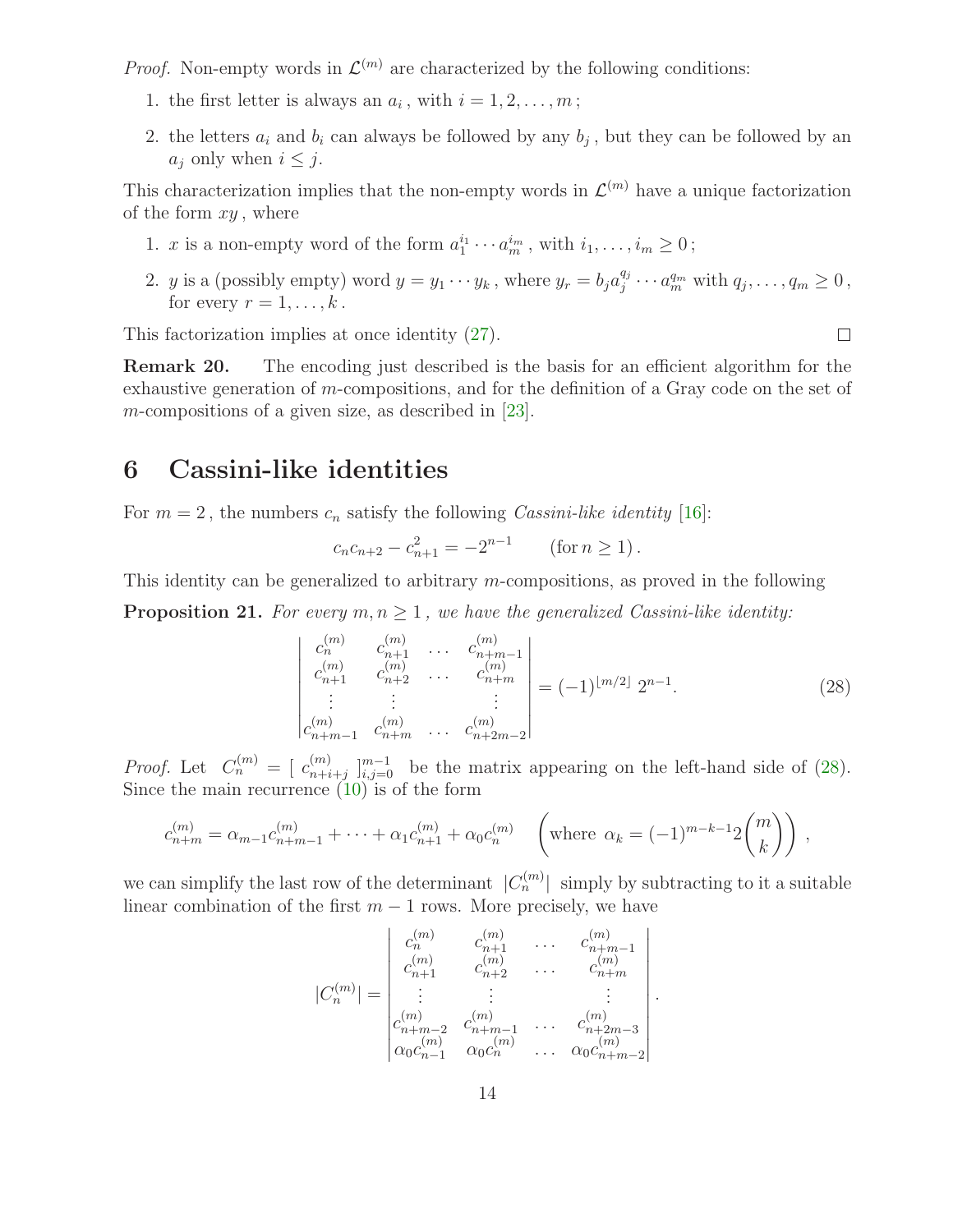*Proof.* Non-empty words in $\mathcal{L}^{(m)}$ are characterized by the following conditions:

1. the first letter is always an $a_i$, with $i = 1, 2, \ldots, m$;
2. the letters $a_i$ and $b_i$ can always be followed by any $b_j$, but they can be followed by an $a_j$ only when $i \leq j$.

This characterization implies that the non-empty words in $\mathcal{L}^{(m)}$ have a unique factorization of the form $xy$, where

1. $x$ is a non-empty word of the form $a_1^{i_1} \cdots a_m^{i_m}$, with $i_1, \ldots, i_m \geq 0$;
2. $y$ is a (possibly empty) word $y = y_1 \cdots y_k$, where $y_r = b_j a_j^{q_j} \cdots a_m^{q_m}$ with $q_j, \ldots, q_m \geq 0$, for every $r = 1, \ldots, k$.

This factorization implies at once identity (27). $\square$

**Remark 20.** The encoding just described is the basis for an efficient algorithm for the exhaustive generation of $m$-compositions, and for the definition of a Gray code on the set of $m$-compositions of a given size, as described in [23].

# 6 Cassini-like identities

For $m = 2$, the numbers $c_n$ satisfy the following *Cassini-like identity* [16]:

$$c_n c_{n+2} - c_{n+1}^2 = -2^{n-1} \qquad (\text{for } n \geq 1).$$

This identity can be generalized to arbitrary $m$-compositions, as proved in the following

**Proposition 21.** *For every $m, n \geq 1$, we have the generalized Cassini-like identity:*

$$\begin{vmatrix} c_n^{(m)} & c_{n+1}^{(m)} & \cdots & c_{n+m-1}^{(m)} \\ c_{n+1}^{(m)} & c_{n+2}^{(m)} & \cdots & c_{n+m}^{(m)} \\ \vdots & \vdots & & \vdots \\ c_{n+m-1}^{(m)} & c_{n+m}^{(m)} & \cdots & c_{n+2m-2}^{(m)} \end{vmatrix} = (-1)^{\lfloor m/2 \rfloor}\, 2^{n-1}. \tag{28}$$

*Proof.* Let $C_n^{(m)} = [\ c_{n+i+j}^{(m)}\ ]_{i,j=0}^{m-1}$ be the matrix appearing on the left-hand side of (28). Since the main recurrence (10) is of the form

$$c_{n+m}^{(m)} = \alpha_{m-1} c_{n+m-1}^{(m)} + \cdots + \alpha_1 c_{n+1}^{(m)} + \alpha_0 c_n^{(m)} \qquad \left(\text{where } \alpha_k = (-1)^{m-k-1} 2 \binom{m}{k}\right),$$

we can simplify the last row of the determinant $|C_n^{(m)}|$ simply by subtracting to it a suitable linear combination of the first $m-1$ rows. More precisely, we have

$$|C_n^{(m)}| = \begin{vmatrix} c_n^{(m)} & c_{n+1}^{(m)} & \cdots & c_{n+m-1}^{(m)} \\ c_{n+1}^{(m)} & c_{n+2}^{(m)} & \cdots & c_{n+m}^{(m)} \\ \vdots & \vdots & & \vdots \\ c_{n+m-2}^{(m)} & c_{n+m-1}^{(m)} & \cdots & c_{n+2m-3}^{(m)} \\ \alpha_0 c_{n-1}^{(m)} & \alpha_0 c_n^{(m)} & \cdots & \alpha_0 c_{n+m-2}^{(m)} \end{vmatrix}.$$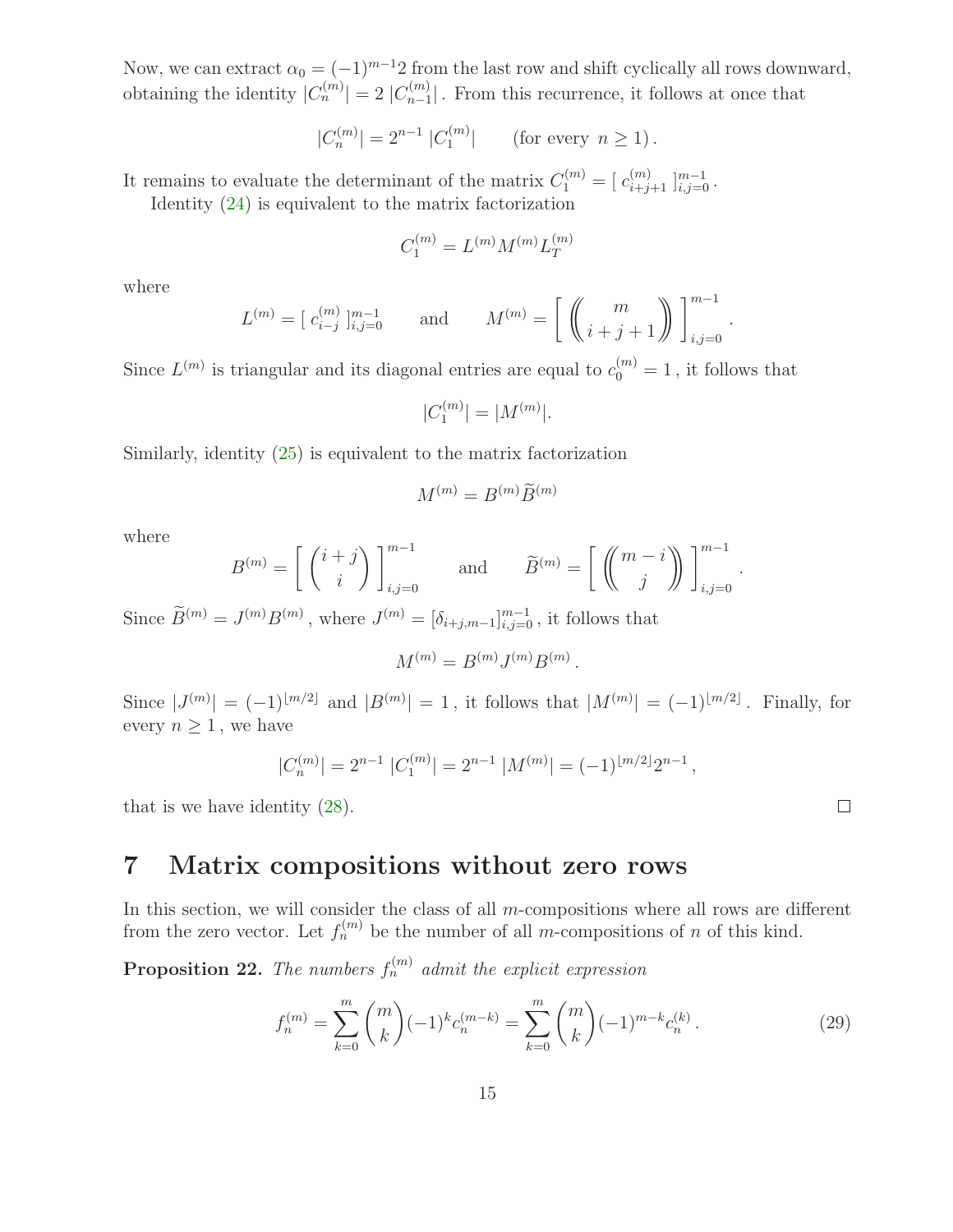Now, we can extract $\alpha_0 = (-1)^{m-1}2$ from the last row and shift cyclically all rows downward, obtaining the identity $|C_n^{(m)}| = 2\,|C_{n-1}^{(m)}|$ . From this recurrence, it follows at once that

$$|C_n^{(m)}| = 2^{n-1}\,|C_1^{(m)}| \qquad \text{(for every } n \geq 1) .$$

It remains to evaluate the determinant of the matrix $C_1^{(m)} = [\ c_{i+j+1}^{(m)}\ ]_{i,j=0}^{m-1}$ .

Identity (24) is equivalent to the matrix factorization

$$C_1^{(m)} = L^{(m)} M^{(m)} L_T^{(m)}$$

where

$$L^{(m)} = [\ c_{i-j}^{(m)}\ ]_{i,j=0}^{m-1} \qquad \text{and} \qquad M^{(m)} = \left[\ \left(\!\!\binom{m}{i+j+1}\!\!\right)\ \right]_{i,j=0}^{m-1} .$$

Since $L^{(m)}$ is triangular and its diagonal entries are equal to $c_0^{(m)} = 1$ , it follows that

$$|C_1^{(m)}| = |M^{(m)}|.$$

Similarly, identity (25) is equivalent to the matrix factorization

$$M^{(m)} = B^{(m)} \widetilde{B}^{(m)}$$

where

$$B^{(m)} = \left[\ \binom{i+j}{i}\ \right]_{i,j=0}^{m-1} \qquad \text{and} \qquad \widetilde{B}^{(m)} = \left[\ \left(\!\!\binom{m-i}{j}\!\!\right)\ \right]_{i,j=0}^{m-1} .$$

Since $\widetilde{B}^{(m)} = J^{(m)} B^{(m)}$ , where $J^{(m)} = [\delta_{i+j,m-1}]_{i,j=0}^{m-1}$ , it follows that

$$M^{(m)} = B^{(m)} J^{(m)} B^{(m)} .$$

Since $|J^{(m)}| = (-1)^{\lfloor m/2 \rfloor}$ and $|B^{(m)}| = 1$ , it follows that $|M^{(m)}| = (-1)^{\lfloor m/2 \rfloor}$ . Finally, for every $n \geq 1$ , we have

$$|C_n^{(m)}| = 2^{n-1}\,|C_1^{(m)}| = 2^{n-1}\,|M^{(m)}| = (-1)^{\lfloor m/2 \rfloor} 2^{n-1} ,$$

that is we have identity (28). □

# 7 Matrix compositions without zero rows

In this section, we will consider the class of all $m$-compositions where all rows are different from the zero vector. Let $f_n^{(m)}$ be the number of all $m$-compositions of $n$ of this kind.

**Proposition 22.** *The numbers* $f_n^{(m)}$ *admit the explicit expression*

$$f_n^{(m)} = \sum_{k=0}^{m} \binom{m}{k} (-1)^k c_n^{(m-k)} = \sum_{k=0}^{m} \binom{m}{k} (-1)^{m-k} c_n^{(k)} . \tag{29}$$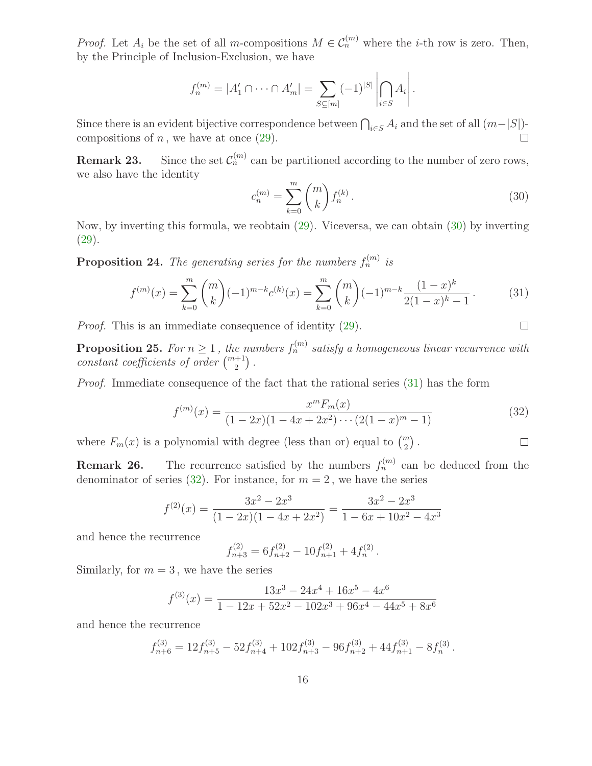*Proof.* Let $A_i$ be the set of all $m$-compositions $M \in \mathcal{C}_n^{(m)}$ where the $i$-th row is zero. Then, by the Principle of Inclusion-Exclusion, we have

$$f_n^{(m)} = |A_1' \cap \cdots \cap A_m'| = \sum_{S \subseteq [m]} (-1)^{|S|} \left| \bigcap_{i \in S} A_i \right| .$$

Since there is an evident bijective correspondence between $\bigcap_{i \in S} A_i$ and the set of all $(m-|S|)$-compositions of $n$, we have at once (29). ☐

**Remark 23.** Since the set $\mathcal{C}_n^{(m)}$ can be partitioned according to the number of zero rows, we also have the identity

$$c_n^{(m)} = \sum_{k=0}^{m} \binom{m}{k} f_n^{(k)} . \tag{30}$$

Now, by inverting this formula, we reobtain (29). Viceversa, we can obtain (30) by inverting (29).

**Proposition 24.** *The generating series for the numbers $f_n^{(m)}$ is*

$$f^{(m)}(x) = \sum_{k=0}^{m} \binom{m}{k} (-1)^{m-k} c^{(k)}(x) = \sum_{k=0}^{m} \binom{m}{k} (-1)^{m-k} \frac{(1-x)^k}{2(1-x)^k - 1} . \tag{31}$$

*Proof.* This is an immediate consequence of identity (29). ☐

**Proposition 25.** *For $n \geq 1$, the numbers $f_n^{(m)}$ satisfy a homogeneous linear recurrence with constant coefficients of order $\binom{m+1}{2}$.*

*Proof.* Immediate consequence of the fact that the rational series (31) has the form

$$f^{(m)}(x) = \frac{x^m F_m(x)}{(1-2x)(1-4x+2x^2)\cdots(2(1-x)^m - 1)} \tag{32}$$

where $F_m(x)$ is a polynomial with degree (less than or) equal to $\binom{m}{2}$. ☐

**Remark 26.** The recurrence satisfied by the numbers $f_n^{(m)}$ can be deduced from the denominator of series (32). For instance, for $m = 2$, we have the series

$$f^{(2)}(x) = \frac{3x^2 - 2x^3}{(1-2x)(1-4x+2x^2)} = \frac{3x^2 - 2x^3}{1 - 6x + 10x^2 - 4x^3}$$

and hence the recurrence

$$f_{n+3}^{(2)} = 6 f_{n+2}^{(2)} - 10 f_{n+1}^{(2)} + 4 f_n^{(2)} .$$

Similarly, for $m = 3$, we have the series

$$f^{(3)}(x) = \frac{13x^3 - 24x^4 + 16x^5 - 4x^6}{1 - 12x + 52x^2 - 102x^3 + 96x^4 - 44x^5 + 8x^6}$$

and hence the recurrence

$$f_{n+6}^{(3)} = 12 f_{n+5}^{(3)} - 52 f_{n+4}^{(3)} + 102 f_{n+3}^{(3)} - 96 f_{n+2}^{(3)} + 44 f_{n+1}^{(3)} - 8 f_n^{(3)} .$$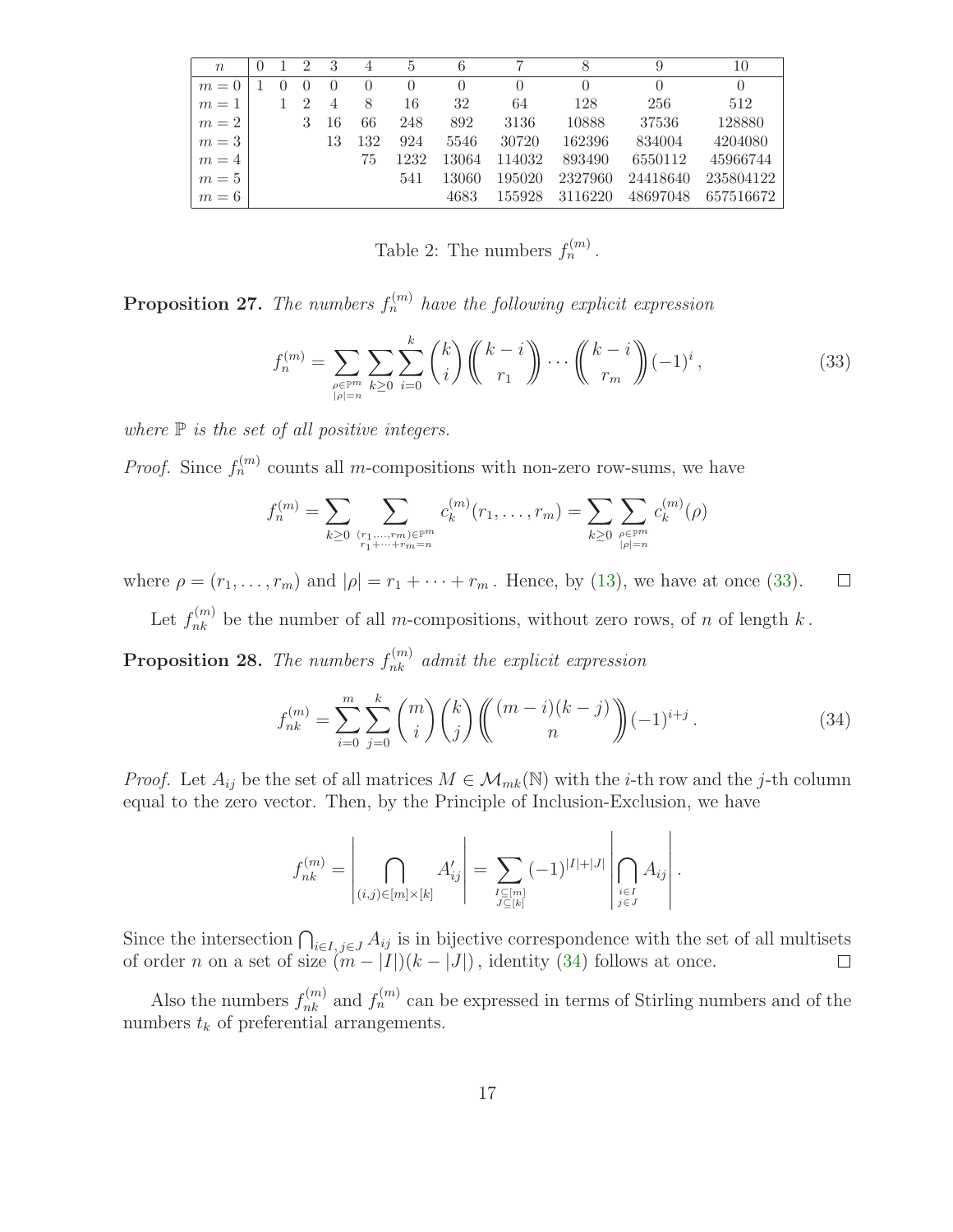| $n$ | 0 | 1 | 2 | 3 | 4 | 5 | 6 | 7 | 8 | 9 | 10 |
|---|---|---|---|---|---|---|---|---|---|---|---|
| $m=0$ | 1 | 0 | 0 | 0 | 0 | 0 | 0 | 0 | 0 | 0 | 0 |
| $m=1$ | | 1 | 2 | 4 | 8 | 16 | 32 | 64 | 128 | 256 | 512 |
| $m=2$ | | | 3 | 16 | 66 | 248 | 892 | 3136 | 10888 | 37536 | 128880 |
| $m=3$ | | | | 13 | 132 | 924 | 5546 | 30720 | 162396 | 834004 | 4204080 |
| $m=4$ | | | | | 75 | 1232 | 13064 | 114032 | 893490 | 6550112 | 45966744 |
| $m=5$ | | | | | | 541 | 13060 | 195020 | 2327960 | 24418640 | 235804122 |
| $m=6$ | | | | | | | 4683 | 155928 | 3116220 | 48697048 | 657516672 |

Table 2: The numbers $f_n^{(m)}$.

**Proposition 27.** *The numbers $f_n^{(m)}$ have the following explicit expression*

$$f_n^{(m)} = \sum_{\substack{\rho \in \mathbb{P}^m \\ |\rho|=n}} \sum_{k \geq 0} \sum_{i=0}^{k} \binom{k}{i} \left(\!\!\binom{k-i}{r_1}\!\!\right) \cdots \left(\!\!\binom{k-i}{r_m}\!\!\right) (-1)^i \,, \tag{33}$$

*where $\mathbb{P}$ is the set of all positive integers.*

*Proof.* Since $f_n^{(m)}$ counts all $m$-compositions with non-zero row-sums, we have

$$f_n^{(m)} = \sum_{k \geq 0} \sum_{\substack{(r_1,\ldots,r_m) \in \mathbb{P}^m \\ r_1+\cdots+r_m=n}} c_k^{(m)}(r_1,\ldots,r_m) = \sum_{k \geq 0} \sum_{\substack{\rho \in \mathbb{P}^m \\ |\rho|=n}} c_k^{(m)}(\rho)$$

where $\rho = (r_1, \ldots, r_m)$ and $|\rho| = r_1 + \cdots + r_m$. Hence, by (13), we have at once (33). $\square$

Let $f_{nk}^{(m)}$ be the number of all $m$-compositions, without zero rows, of $n$ of length $k$.

**Proposition 28.** *The numbers $f_{nk}^{(m)}$ admit the explicit expression*

$$f_{nk}^{(m)} = \sum_{i=0}^{m} \sum_{j=0}^{k} \binom{m}{i} \binom{k}{j} \left(\!\!\binom{(m-i)(k-j)}{n}\!\!\right) (-1)^{i+j} \,. \tag{34}$$

*Proof.* Let $A_{ij}$ be the set of all matrices $M \in \mathcal{M}_{mk}(\mathbb{N})$ with the $i$-th row and the $j$-th column equal to the zero vector. Then, by the Principle of Inclusion-Exclusion, we have

$$f_{nk}^{(m)} = \left| \bigcap_{(i,j) \in [m] \times [k]} A'_{ij} \right| = \sum_{\substack{I \subseteq [m] \\ J \subseteq [k]}} (-1)^{|I|+|J|} \left| \bigcap_{\substack{i \in I \\ j \in J}} A_{ij} \right| .$$

Since the intersection $\bigcap_{i \in I, j \in J} A_{ij}$ is in bijective correspondence with the set of all multisets of order $n$ on a set of size $(m - |I|)(k - |J|)$, identity (34) follows at once. $\square$

Also the numbers $f_{nk}^{(m)}$ and $f_n^{(m)}$ can be expressed in terms of Stirling numbers and of the numbers $t_k$ of preferential arrangements.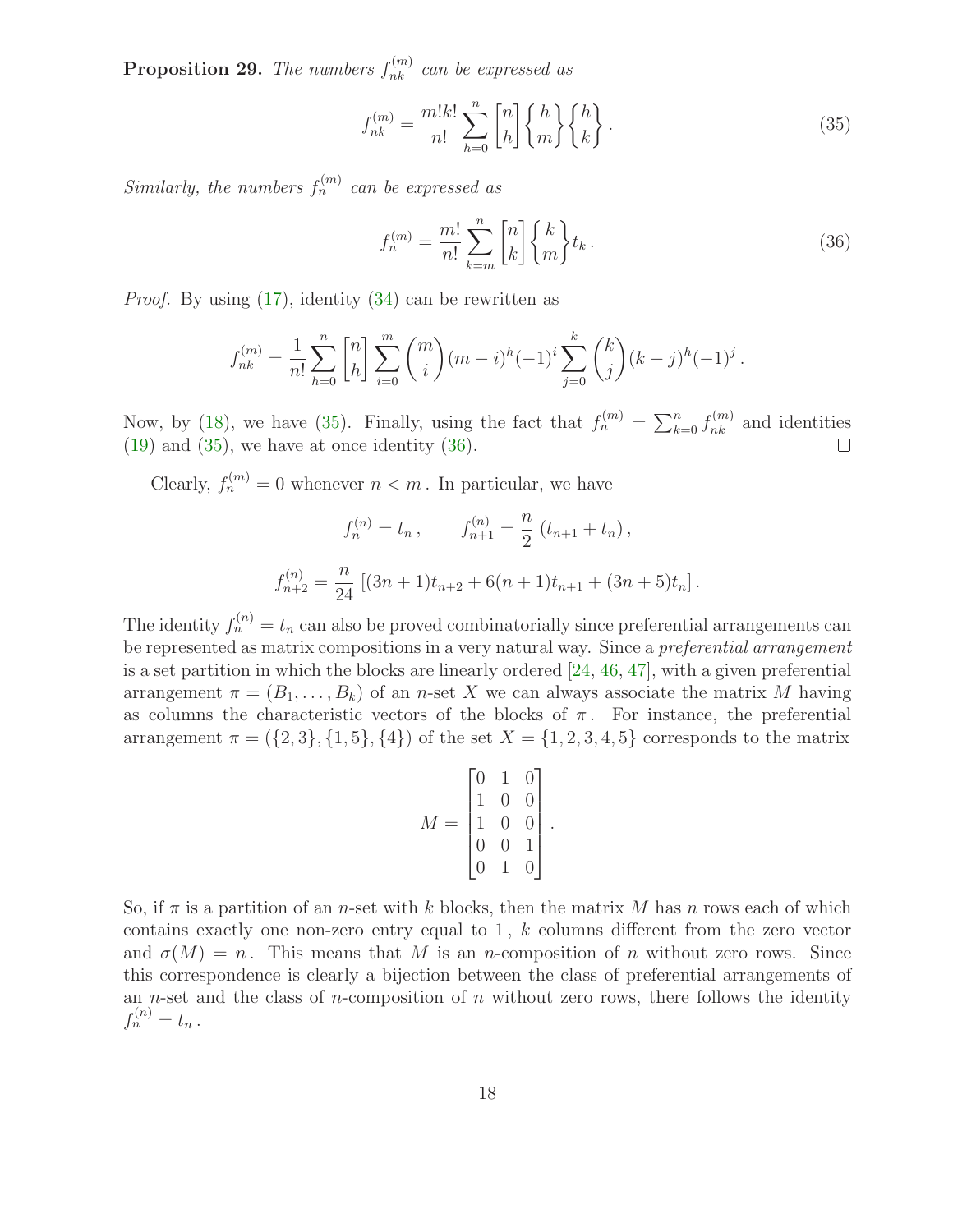**Proposition 29.** *The numbers* $f^{(m)}_{nk}$ *can be expressed as*

$$f^{(m)}_{nk} = \frac{m!k!}{n!} \sum_{h=0}^{n} \begin{bmatrix} n \\ h \end{bmatrix} \begin{Bmatrix} h \\ m \end{Bmatrix} \begin{Bmatrix} h \\ k \end{Bmatrix} . \tag{35}$$

*Similarly, the numbers* $f^{(m)}_{n}$ *can be expressed as*

$$f^{(m)}_{n} = \frac{m!}{n!} \sum_{k=m}^{n} \begin{bmatrix} n \\ k \end{bmatrix} \begin{Bmatrix} k \\ m \end{Bmatrix} t_k . \tag{36}$$

*Proof.* By using (17), identity (34) can be rewritten as

$$f^{(m)}_{nk} = \frac{1}{n!} \sum_{h=0}^{n} \begin{bmatrix} n \\ h \end{bmatrix} \sum_{i=0}^{m} \binom{m}{i} (m-i)^h (-1)^i \sum_{j=0}^{k} \binom{k}{j} (k-j)^h (-1)^j .$$

Now, by (18), we have (35). Finally, using the fact that $f^{(m)}_{n} = \sum_{k=0}^{n} f^{(m)}_{nk}$ and identities (19) and (35), we have at once identity (36). □

Clearly, $f^{(m)}_{n} = 0$ whenever $n < m$. In particular, we have

$$f^{(n)}_{n} = t_n , \qquad f^{(n)}_{n+1} = \frac{n}{2} \left( t_{n+1} + t_n \right) ,$$

$$f^{(n)}_{n+2} = \frac{n}{24} \left[ (3n+1) t_{n+2} + 6(n+1) t_{n+1} + (3n+5) t_n \right] .$$

The identity $f^{(n)}_{n} = t_n$ can also be proved combinatorially since preferential arrangements can be represented as matrix compositions in a very natural way. Since a *preferential arrangement* is a set partition in which the blocks are linearly ordered [24, 46, 47], with a given preferential arrangement $\pi = (B_1, \ldots, B_k)$ of an $n$-set $X$ we can always associate the matrix $M$ having as columns the characteristic vectors of the blocks of $\pi$. For instance, the preferential arrangement $\pi = (\{2,3\}, \{1,5\}, \{4\})$ of the set $X = \{1,2,3,4,5\}$ corresponds to the matrix

$$M = \begin{bmatrix} 0 & 1 & 0 \\ 1 & 0 & 0 \\ 1 & 0 & 0 \\ 0 & 0 & 1 \\ 0 & 1 & 0 \end{bmatrix} .$$

So, if $\pi$ is a partition of an $n$-set with $k$ blocks, then the matrix $M$ has $n$ rows each of which contains exactly one non-zero entry equal to $1$, $k$ columns different from the zero vector and $\sigma(M) = n$. This means that $M$ is an $n$-composition of $n$ without zero rows. Since this correspondence is clearly a bijection between the class of preferential arrangements of an $n$-set and the class of $n$-composition of $n$ without zero rows, there follows the identity $f^{(n)}_{n} = t_n$.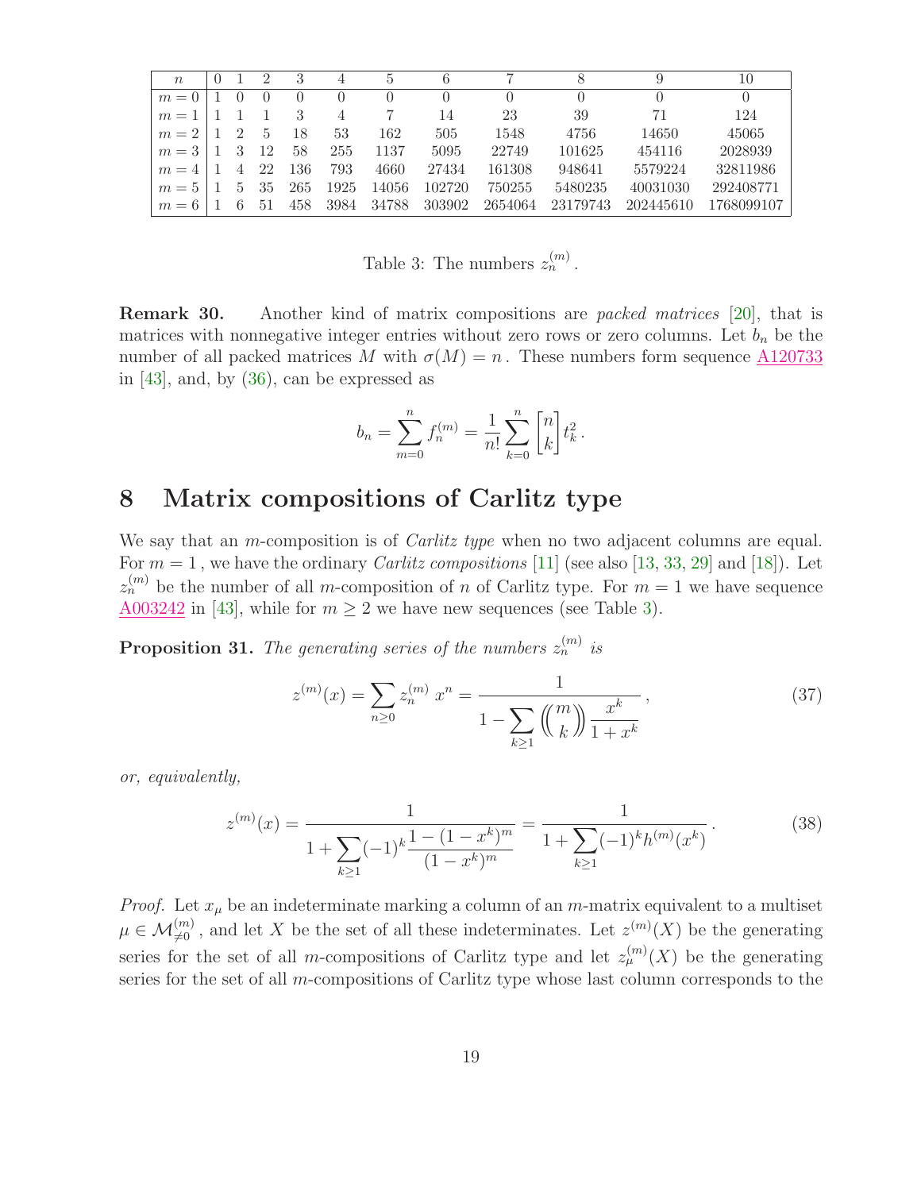| $n$ | 0 | 1 | 2 | 3 | 4 | 5 | 6 | 7 | 8 | 9 | 10 |
|---|---|---|---|---|---|---|---|---|---|---|---|
| $m=0$ | 1 | 0 | 0 | 0 | 0 | 0 | 0 | 0 | 0 | 0 | 0 |
| $m=1$ | 1 | 1 | 1 | 3 | 4 | 7 | 14 | 23 | 39 | 71 | 124 |
| $m=2$ | 1 | 2 | 5 | 18 | 53 | 162 | 505 | 1548 | 4756 | 14650 | 45065 |
| $m=3$ | 1 | 3 | 12 | 58 | 255 | 1137 | 5095 | 22749 | 101625 | 454116 | 2028939 |
| $m=4$ | 1 | 4 | 22 | 136 | 793 | 4660 | 27434 | 161308 | 948641 | 5579224 | 32811986 |
| $m=5$ | 1 | 5 | 35 | 265 | 1925 | 14056 | 102720 | 750255 | 5480235 | 40031030 | 292408771 |
| $m=6$ | 1 | 6 | 51 | 458 | 3984 | 34788 | 303902 | 2654064 | 23179743 | 202445610 | 1768099107 |

Table 3: The numbers $z_n^{(m)}$.

**Remark 30.** Another kind of matrix compositions are *packed matrices* [20], that is matrices with nonnegative integer entries without zero rows or zero columns. Let $b_n$ be the number of all packed matrices $M$ with $\sigma(M) = n$. These numbers form sequence A120733 in [43], and, by (36), can be expressed as

$$b_n = \sum_{m=0}^{n} f_n^{(m)} = \frac{1}{n!} \sum_{k=0}^{n} \begin{bmatrix} n \\ k \end{bmatrix} t_k^2 .$$

## 8 Matrix compositions of Carlitz type

We say that an $m$-composition is of *Carlitz type* when no two adjacent columns are equal. For $m = 1$, we have the ordinary *Carlitz compositions* [11] (see also [13, 33, 29] and [18]). Let $z_n^{(m)}$ be the number of all $m$-composition of $n$ of Carlitz type. For $m = 1$ we have sequence A003242 in [43], while for $m \geq 2$ we have new sequences (see Table 3).

**Proposition 31.** *The generating series of the numbers $z_n^{(m)}$ is*

$$z^{(m)}(x) = \sum_{n\geq 0} z_n^{(m)}\, x^n = \frac{1}{1 - \sum_{k\geq 1} \left(\!\binom{m}{k}\!\right) \frac{x^k}{1+x^k}} , \tag{37}$$

*or, equivalently,*

$$z^{(m)}(x) = \frac{1}{1 + \sum_{k\geq 1} (-1)^k \frac{1-(1-x^k)^m}{(1-x^k)^m}} = \frac{1}{1 + \sum_{k\geq 1} (-1)^k h^{(m)}(x^k)} . \tag{38}$$

*Proof.* Let $x_\mu$ be an indeterminate marking a column of an $m$-matrix equivalent to a multiset $\mu \in \mathcal{M}_{\neq 0}^{(m)}$, and let $X$ be the set of all these indeterminates. Let $z^{(m)}(X)$ be the generating series for the set of all $m$-compositions of Carlitz type and let $z_\mu^{(m)}(X)$ be the generating series for the set of all $m$-compositions of Carlitz type whose last column corresponds to the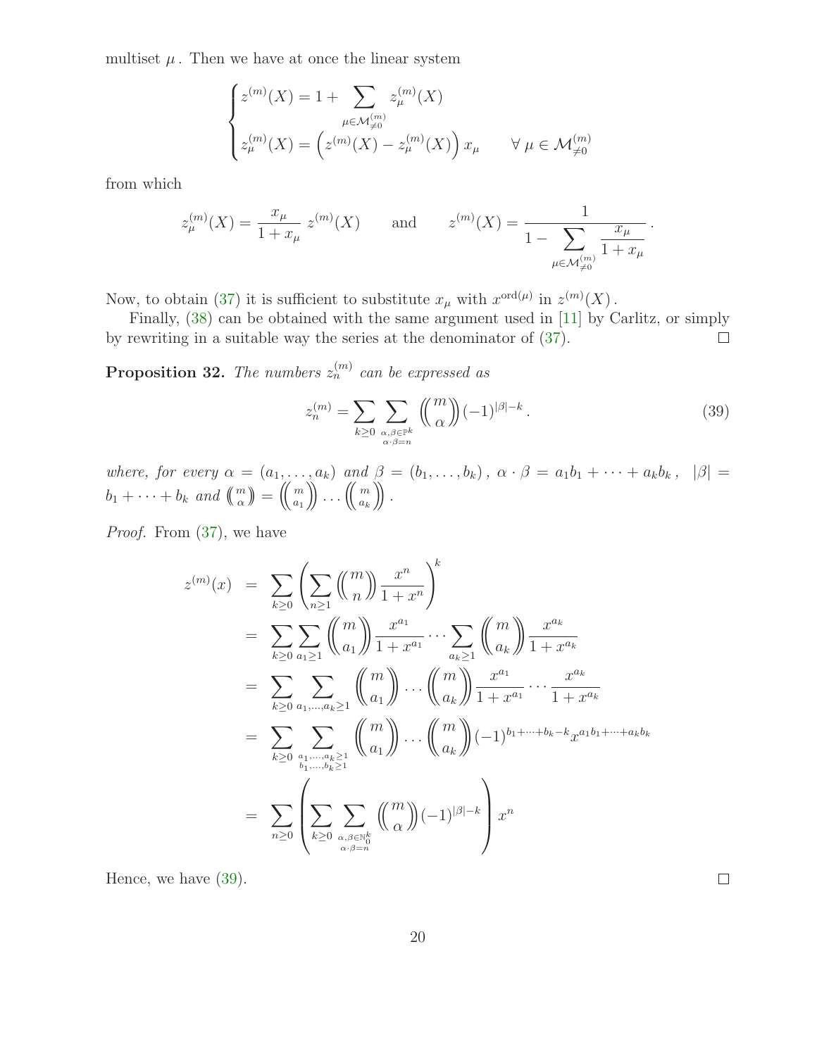multiset $\mu$. Then we have at once the linear system

$$\begin{cases} z^{(m)}(X) = 1 + \displaystyle\sum_{\mu \in \mathcal{M}^{(m)}_{\neq 0}} z^{(m)}_\mu(X) \\ z^{(m)}_\mu(X) = \left( z^{(m)}(X) - z^{(m)}_\mu(X) \right) x_\mu \qquad \forall\ \mu \in \mathcal{M}^{(m)}_{\neq 0} \end{cases}$$

from which

$$z^{(m)}_\mu(X) = \frac{x_\mu}{1 + x_\mu}\, z^{(m)}(X) \qquad \text{and} \qquad z^{(m)}(X) = \frac{1}{1 - \displaystyle\sum_{\mu \in \mathcal{M}^{(m)}_{\neq 0}} \frac{x_\mu}{1 + x_\mu}}\,.$$

Now, to obtain (37) it is sufficient to substitute $x_\mu$ with $x^{\mathrm{ord}(\mu)}$ in $z^{(m)}(X)$.

Finally, (38) can be obtained with the same argument used in [11] by Carlitz, or simply by rewriting in a suitable way the series at the denominator of (37). □

**Proposition 32.** *The numbers $z^{(m)}_n$ can be expressed as*

$$z^{(m)}_n = \sum_{k \geq 0} \sum_{\substack{\alpha, \beta \in \mathbb{P}^k \\ \alpha \cdot \beta = n}} \left(\!\!\binom{m}{\alpha}\!\!\right) (-1)^{|\beta| - k}\,. \tag{39}$$

*where, for every $\alpha = (a_1, \ldots, a_k)$ and $\beta = (b_1, \ldots, b_k)$, $\alpha \cdot \beta = a_1 b_1 + \cdots + a_k b_k$, $|\beta| = b_1 + \cdots + b_k$ and $\left(\!\binom{m}{\alpha}\!\right) = \left(\!\!\binom{m}{a_1}\!\!\right) \ldots \left(\!\!\binom{m}{a_k}\!\!\right)$.*

*Proof.* From (37), we have

$$\begin{aligned}
z^{(m)}(x) &= \sum_{k \geq 0} \left( \sum_{n \geq 1} \left(\!\!\binom{m}{n}\!\!\right) \frac{x^n}{1 + x^n} \right)^k \\
&= \sum_{k \geq 0} \sum_{a_1 \geq 1} \left(\!\!\binom{m}{a_1}\!\!\right) \frac{x^{a_1}}{1 + x^{a_1}} \cdots \sum_{a_k \geq 1} \left(\!\!\binom{m}{a_k}\!\!\right) \frac{x^{a_k}}{1 + x^{a_k}} \\
&= \sum_{k \geq 0} \sum_{a_1, \ldots, a_k \geq 1} \left(\!\!\binom{m}{a_1}\!\!\right) \cdots \left(\!\!\binom{m}{a_k}\!\!\right) \frac{x^{a_1}}{1 + x^{a_1}} \cdots \frac{x^{a_k}}{1 + x^{a_k}} \\
&= \sum_{k \geq 0} \sum_{\substack{a_1, \ldots, a_k \geq 1 \\ b_1, \ldots, b_k \geq 1}} \left(\!\!\binom{m}{a_1}\!\!\right) \cdots \left(\!\!\binom{m}{a_k}\!\!\right) (-1)^{b_1 + \cdots + b_k - k} x^{a_1 b_1 + \cdots + a_k b_k} \\
&= \sum_{n \geq 0} \left( \sum_{k \geq 0} \sum_{\substack{\alpha, \beta \in \mathbb{N}_0^k \\ \alpha \cdot \beta = n}} \left(\!\!\binom{m}{\alpha}\!\!\right) (-1)^{|\beta| - k} \right) x^n
\end{aligned}$$

Hence, we have (39). □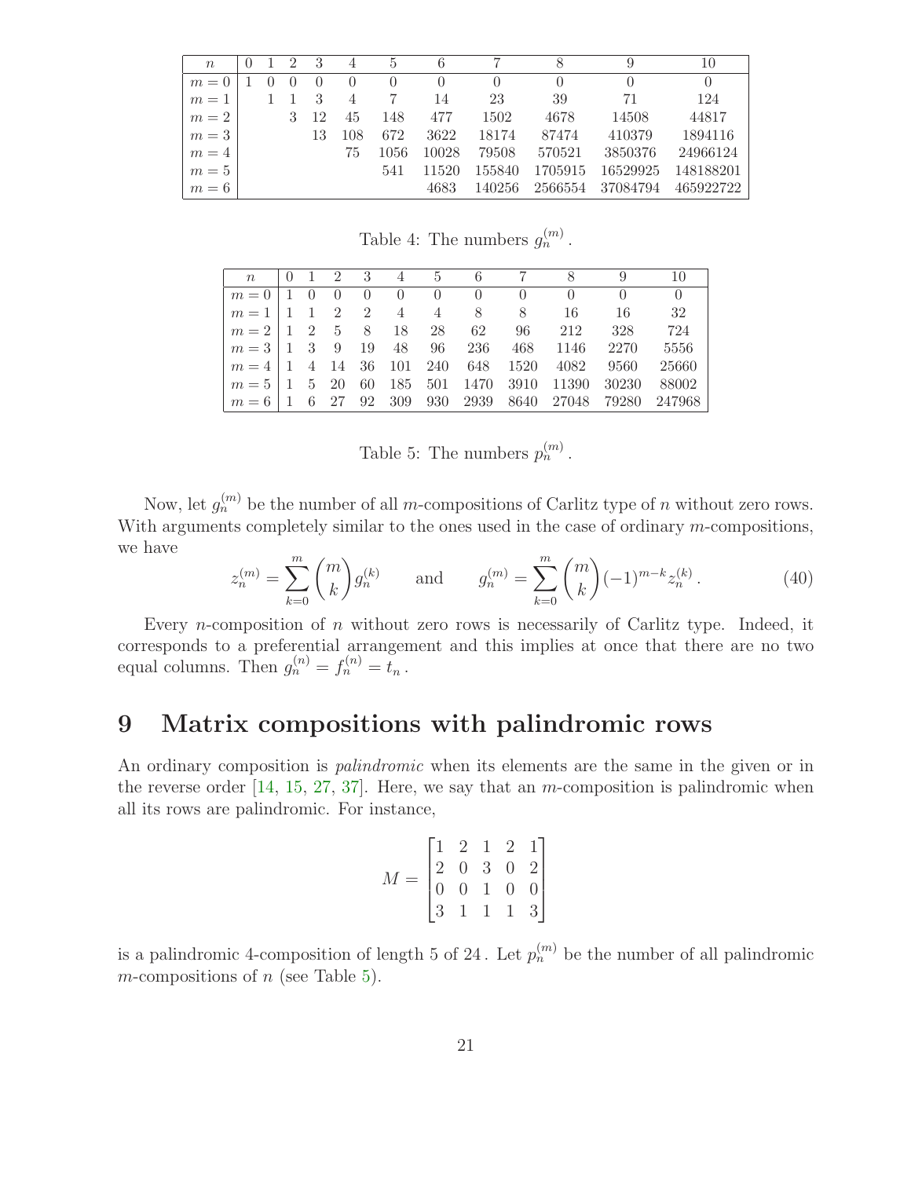| $n$ | 0 | 1 | 2 | 3 | 4 | 5 | 6 | 7 | 8 | 9 | 10 |
|---|---|---|---|---|---|---|---|---|---|---|---|
| $m=0$ | 1 | 0 | 0 | 0 | 0 | 0 | 0 | 0 | 0 | 0 | 0 |
| $m=1$ | | 1 | 1 | 3 | 4 | 7 | 14 | 23 | 39 | 71 | 124 |
| $m=2$ | | | 3 | 12 | 45 | 148 | 477 | 1502 | 4678 | 14508 | 44817 |
| $m=3$ | | | | 13 | 108 | 672 | 3622 | 18174 | 87474 | 410379 | 1894116 |
| $m=4$ | | | | | 75 | 1056 | 10028 | 79508 | 570521 | 3850376 | 24966124 |
| $m=5$ | | | | | | 541 | 11520 | 155840 | 1705915 | 16529925 | 148188201 |
| $m=6$ | | | | | | | 4683 | 140256 | 2566554 | 37084794 | 465922722 |

Table 4: The numbers $g_n^{(m)}$.

| $n$ | 0 | 1 | 2 | 3 | 4 | 5 | 6 | 7 | 8 | 9 | 10 |
|---|---|---|---|---|---|---|---|---|---|---|---|
| $m=0$ | 1 | 0 | 0 | 0 | 0 | 0 | 0 | 0 | 0 | 0 | 0 |
| $m=1$ | 1 | 1 | 2 | 2 | 4 | 4 | 8 | 8 | 16 | 16 | 32 |
| $m=2$ | 1 | 2 | 5 | 8 | 18 | 28 | 62 | 96 | 212 | 328 | 724 |
| $m=3$ | 1 | 3 | 9 | 19 | 48 | 96 | 236 | 468 | 1146 | 2270 | 5556 |
| $m=4$ | 1 | 4 | 14 | 36 | 101 | 240 | 648 | 1520 | 4082 | 9560 | 25660 |
| $m=5$ | 1 | 5 | 20 | 60 | 185 | 501 | 1470 | 3910 | 11390 | 30230 | 88002 |
| $m=6$ | 1 | 6 | 27 | 92 | 309 | 930 | 2939 | 8640 | 27048 | 79280 | 247968 |

Table 5: The numbers $p_n^{(m)}$.

Now, let $g_n^{(m)}$ be the number of all $m$-compositions of Carlitz type of $n$ without zero rows. With arguments completely similar to the ones used in the case of ordinary $m$-compositions, we have

$$z_n^{(m)} = \sum_{k=0}^{m} \binom{m}{k} g_n^{(k)} \qquad \text{and} \qquad g_n^{(m)} = \sum_{k=0}^{m} \binom{m}{k} (-1)^{m-k} z_n^{(k)}. \tag{40}$$

Every $n$-composition of $n$ without zero rows is necessarily of Carlitz type. Indeed, it corresponds to a preferential arrangement and this implies at once that there are no two equal columns. Then $g_n^{(n)} = f_n^{(n)} = t_n$.

## 9 Matrix compositions with palindromic rows

An ordinary composition is *palindromic* when its elements are the same in the given or in the reverse order [14, 15, 27, 37]. Here, we say that an $m$-composition is palindromic when all its rows are palindromic. For instance,

$$M = \begin{bmatrix} 1 & 2 & 1 & 2 & 1 \\ 2 & 0 & 3 & 0 & 2 \\ 0 & 0 & 1 & 0 & 0 \\ 3 & 1 & 1 & 1 & 3 \end{bmatrix}$$

is a palindromic 4-composition of length 5 of 24. Let $p_n^{(m)}$ be the number of all palindromic $m$-compositions of $n$ (see Table 5).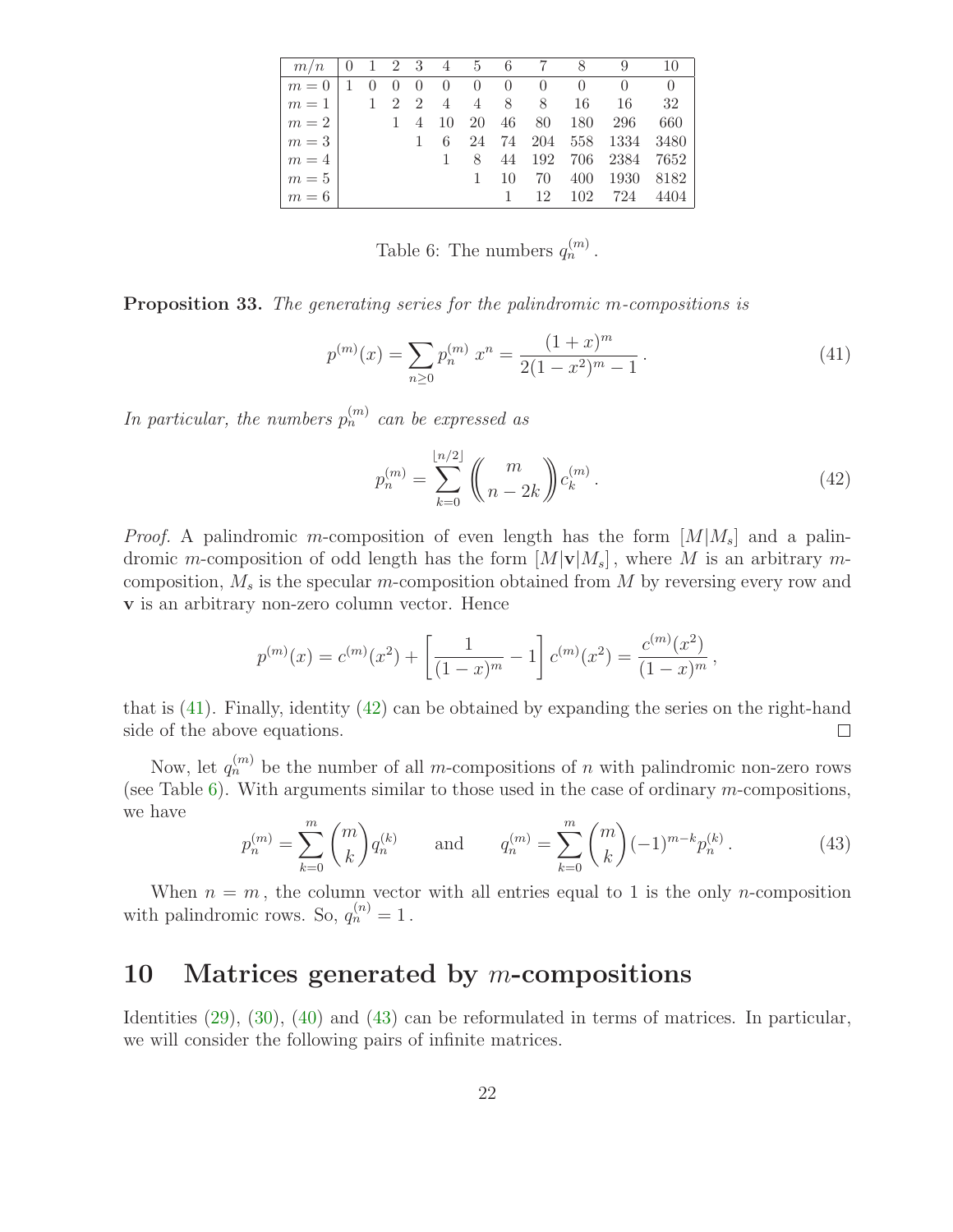| $m/n$ | 0 | 1 | 2 | 3 | 4 | 5 | 6 | 7 | 8 | 9 | 10 |
|---|---|---|---|---|---|---|---|---|---|---|---|
| $m=0$ | 1 | 0 | 0 | 0 | 0 | 0 | 0 | 0 | 0 | 0 | 0 |
| $m=1$ | | 1 | 2 | 2 | 4 | 4 | 8 | 8 | 16 | 16 | 32 |
| $m=2$ | | | 1 | 4 | 10 | 20 | 46 | 80 | 180 | 296 | 660 |
| $m=3$ | | | | 1 | 6 | 24 | 74 | 204 | 558 | 1334 | 3480 |
| $m=4$ | | | | | 1 | 8 | 44 | 192 | 706 | 2384 | 7652 |
| $m=5$ | | | | | | 1 | 10 | 70 | 400 | 1930 | 8182 |
| $m=6$ | | | | | | | 1 | 12 | 102 | 724 | 4404 |

Table 6: The numbers $q_n^{(m)}$.

**Proposition 33.** *The generating series for the palindromic m-compositions is*

$$p^{(m)}(x) = \sum_{n\geq 0} p_n^{(m)}\, x^n = \frac{(1+x)^m}{2(1-x^2)^m - 1}\,. \tag{41}$$

*In particular, the numbers $p_n^{(m)}$ can be expressed as*

$$p_n^{(m)} = \sum_{k=0}^{\lfloor n/2 \rfloor} \left(\!\!\binom{m}{n-2k}\!\!\right) c_k^{(m)}\,. \tag{42}$$

*Proof.* A palindromic $m$-composition of even length has the form $[M|M_s]$ and a palindromic $m$-composition of odd length has the form $[M|\mathbf{v}|M_s]$, where $M$ is an arbitrary $m$-composition, $M_s$ is the specular $m$-composition obtained from $M$ by reversing every row and $\mathbf{v}$ is an arbitrary non-zero column vector. Hence

$$p^{(m)}(x) = c^{(m)}(x^2) + \left[\frac{1}{(1-x)^m} - 1\right] c^{(m)}(x^2) = \frac{c^{(m)}(x^2)}{(1-x)^m}\,,$$

that is (41). Finally, identity (42) can be obtained by expanding the series on the right-hand side of the above equations. □

Now, let $q_n^{(m)}$ be the number of all $m$-compositions of $n$ with palindromic non-zero rows (see Table 6). With arguments similar to those used in the case of ordinary $m$-compositions, we have

$$p_n^{(m)} = \sum_{k=0}^{m} \binom{m}{k} q_n^{(k)} \qquad \text{and} \qquad q_n^{(m)} = \sum_{k=0}^{m} \binom{m}{k} (-1)^{m-k} p_n^{(k)}\,. \tag{43}$$

When $n = m$, the column vector with all entries equal to 1 is the only $n$-composition with palindromic rows. So, $q_n^{(n)} = 1$.

## 10 Matrices generated by $m$-compositions

Identities (29), (30), (40) and (43) can be reformulated in terms of matrices. In particular, we will consider the following pairs of infinite matrices.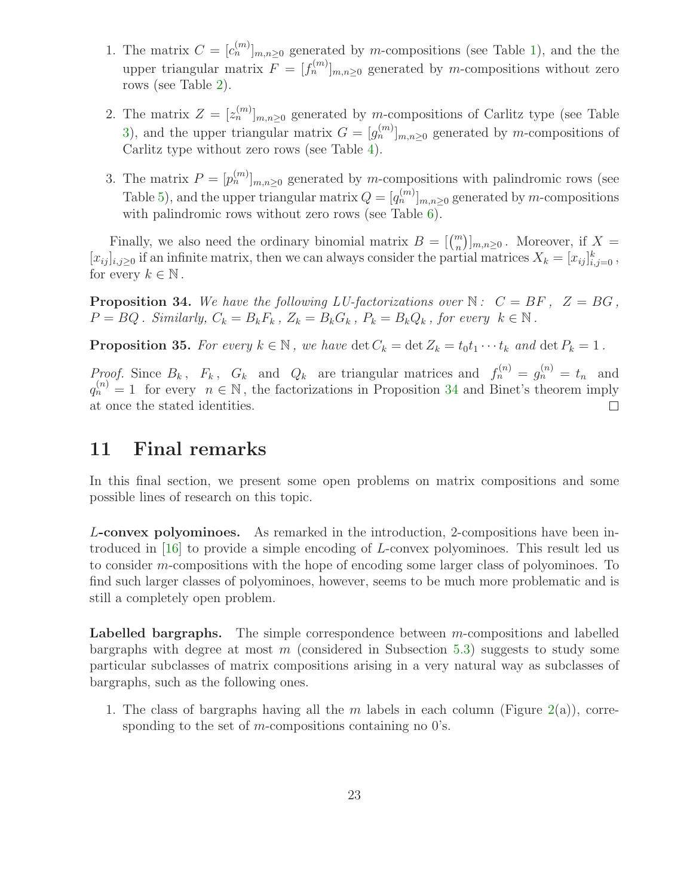1. The matrix $C = [c_n^{(m)}]_{m,n\geq 0}$ generated by $m$-compositions (see Table 1), and the the upper triangular matrix $F = [f_n^{(m)}]_{m,n\geq 0}$ generated by $m$-compositions without zero rows (see Table 2).

2. The matrix $Z = [z_n^{(m)}]_{m,n\geq 0}$ generated by $m$-compositions of Carlitz type (see Table 3), and the upper triangular matrix $G = [g_n^{(m)}]_{m,n\geq 0}$ generated by $m$-compositions of Carlitz type without zero rows (see Table 4).

3. The matrix $P = [p_n^{(m)}]_{m,n\geq 0}$ generated by $m$-compositions with palindromic rows (see Table 5), and the upper triangular matrix $Q = [q_n^{(m)}]_{m,n\geq 0}$ generated by $m$-compositions with palindromic rows without zero rows (see Table 6).

Finally, we also need the ordinary binomial matrix $B = [\binom{m}{n}]_{m,n\geq 0}$. Moreover, if $X = [x_{ij}]_{i,j\geq 0}$ if an infinite matrix, then we can always consider the partial matrices $X_k = [x_{ij}]_{i,j=0}^{k}$, for every $k \in \mathbb{N}$.

**Proposition 34.** *We have the following LU-factorizations over* $\mathbb{N}$*:* $C = BF$, $Z = BG$, $P = BQ$. *Similarly,* $C_k = B_k F_k$, $Z_k = B_k G_k$, $P_k = B_k Q_k$, *for every* $k \in \mathbb{N}$.

**Proposition 35.** *For every* $k \in \mathbb{N}$, *we have* $\det C_k = \det Z_k = t_0 t_1 \cdots t_k$ *and* $\det P_k = 1$.

*Proof.* Since $B_k$, $F_k$, $G_k$ and $Q_k$ are triangular matrices and $f_n^{(n)} = g_n^{(n)} = t_n$ and $q_n^{(n)} = 1$ for every $n \in \mathbb{N}$, the factorizations in Proposition 34 and Binet's theorem imply at once the stated identities. □

# 11 Final remarks

In this final section, we present some open problems on matrix compositions and some possible lines of research on this topic.

**$L$-convex polyominoes.** As remarked in the introduction, 2-compositions have been introduced in [16] to provide a simple encoding of $L$-convex polyominoes. This result led us to consider $m$-compositions with the hope of encoding some larger class of polyominoes. To find such larger classes of polyominoes, however, seems to be much more problematic and is still a completely open problem.

**Labelled bargraphs.** The simple correspondence between $m$-compositions and labelled bargraphs with degree at most $m$ (considered in Subsection 5.3) suggests to study some particular subclasses of matrix compositions arising in a very natural way as subclasses of bargraphs, such as the following ones.

1. The class of bargraphs having all the $m$ labels in each column (Figure 2(a)), corresponding to the set of $m$-compositions containing no 0's.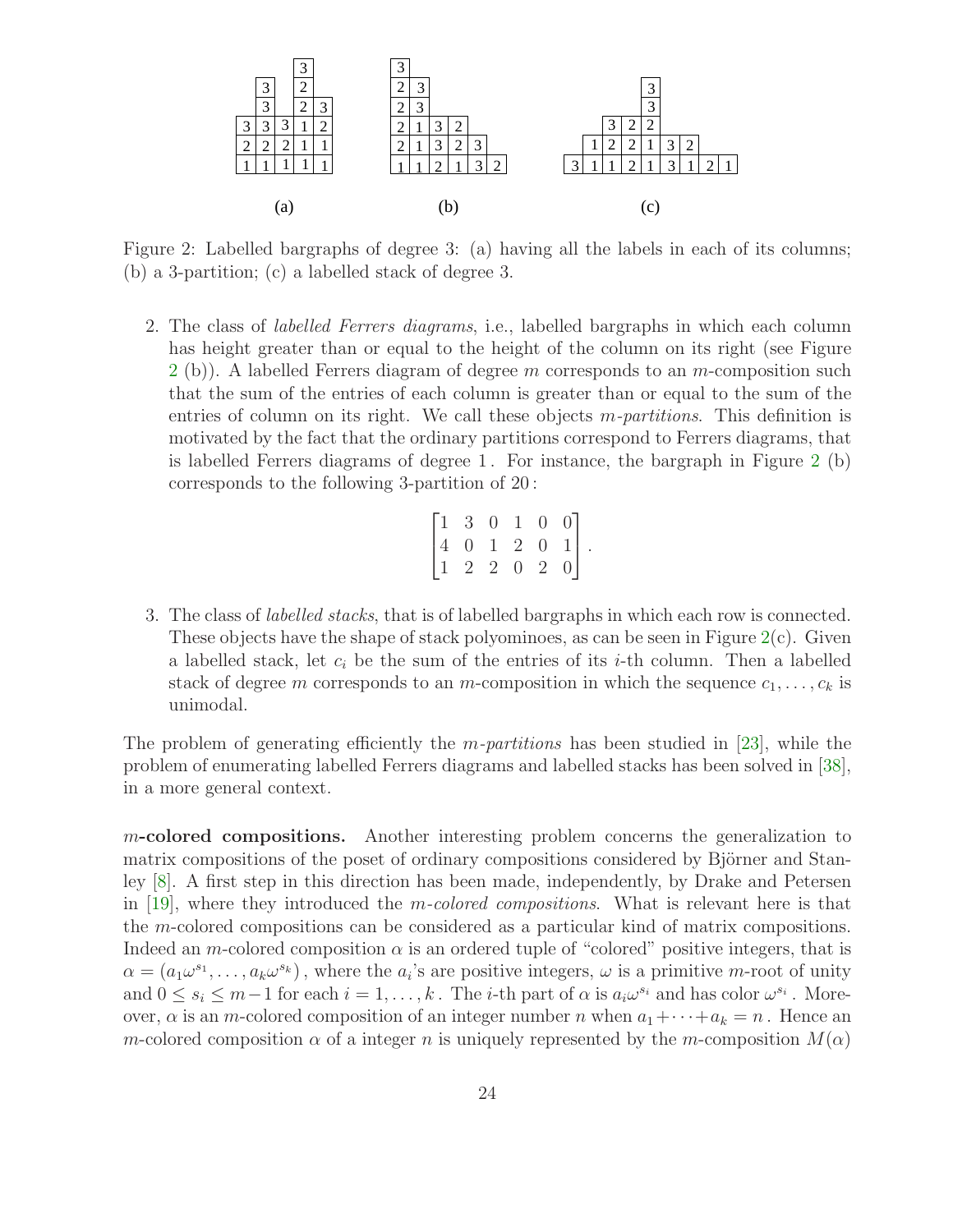Figure 2: Labelled bargraphs of degree 3: (a) having all the labels in each of its columns; (b) a 3-partition; (c) a labelled stack of degree 3.

2. The class of *labelled Ferrers diagrams*, i.e., labelled bargraphs in which each column has height greater than or equal to the height of the column on its right (see Figure 2 (b)). A labelled Ferrers diagram of degree $m$ corresponds to an $m$-composition such that the sum of the entries of each column is greater than or equal to the sum of the entries of column on its right. We call these objects *$m$-partitions*. This definition is motivated by the fact that the ordinary partitions correspond to Ferrers diagrams, that is labelled Ferrers diagrams of degree $1$. For instance, the bargraph in Figure 2 (b) corresponds to the following 3-partition of $20$:

$$\begin{bmatrix} 1 & 3 & 0 & 1 & 0 & 0 \\ 4 & 0 & 1 & 2 & 0 & 1 \\ 1 & 2 & 2 & 0 & 2 & 0 \end{bmatrix}.$$

3. The class of *labelled stacks*, that is of labelled bargraphs in which each row is connected. These objects have the shape of stack polyominoes, as can be seen in Figure 2(c). Given a labelled stack, let $c_i$ be the sum of the entries of its $i$-th column. Then a labelled stack of degree $m$ corresponds to an $m$-composition in which the sequence $c_1, \ldots, c_k$ is unimodal.

The problem of generating efficiently the *$m$-partitions* has been studied in [23], while the problem of enumerating labelled Ferrers diagrams and labelled stacks has been solved in [38], in a more general context.

**$m$-colored compositions.** Another interesting problem concerns the generalization to matrix compositions of the poset of ordinary compositions considered by Björner and Stanley [8]. A first step in this direction has been made, independently, by Drake and Petersen in [19], where they introduced the *$m$-colored compositions*. What is relevant here is that the $m$-colored compositions can be considered as a particular kind of matrix compositions. Indeed an $m$-colored composition $\alpha$ is an ordered tuple of "colored" positive integers, that is $\alpha = (a_1\omega^{s_1}, \ldots, a_k\omega^{s_k})$, where the $a_i$'s are positive integers, $\omega$ is a primitive $m$-root of unity and $0 \leq s_i \leq m-1$ for each $i = 1, \ldots, k$. The $i$-th part of $\alpha$ is $a_i\omega^{s_i}$ and has color $\omega^{s_i}$. Moreover, $\alpha$ is an $m$-colored composition of an integer number $n$ when $a_1 + \cdots + a_k = n$. Hence an $m$-colored composition $\alpha$ of a integer $n$ is uniquely represented by the $m$-composition $M(\alpha)$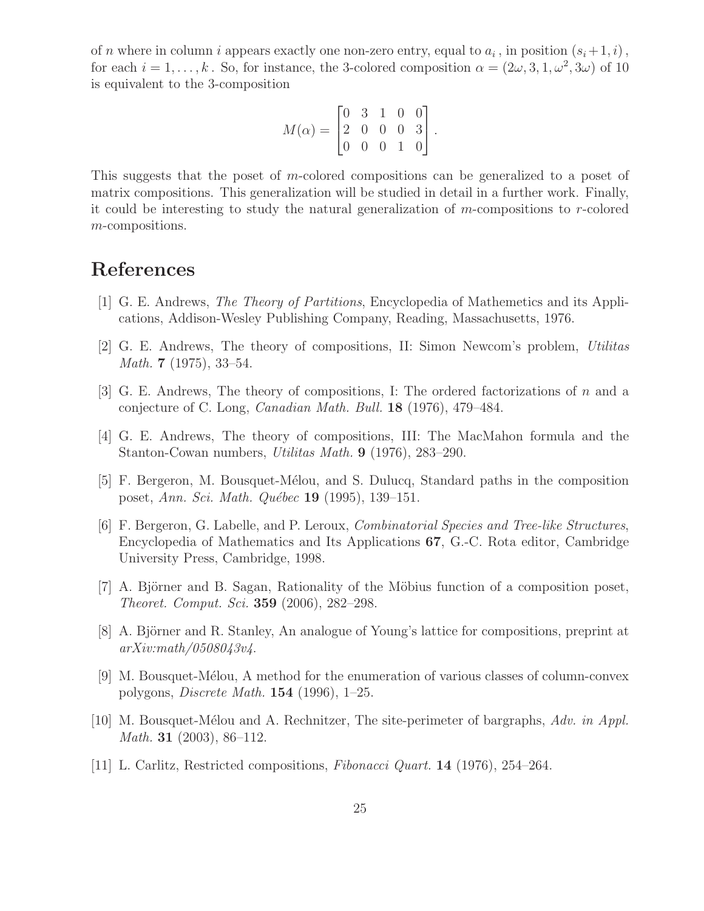of $n$ where in column $i$ appears exactly one non-zero entry, equal to $a_i$, in position $(s_i+1, i)$, for each $i = 1, \ldots, k$. So, for instance, the 3-colored composition $\alpha = (2\omega, 3, 1, \omega^2, 3\omega)$ of 10 is equivalent to the 3-composition

$$M(\alpha) = \begin{bmatrix} 0 & 3 & 1 & 0 & 0 \\ 2 & 0 & 0 & 0 & 3 \\ 0 & 0 & 0 & 1 & 0 \end{bmatrix}.$$

This suggests that the poset of $m$-colored compositions can be generalized to a poset of matrix compositions. This generalization will be studied in detail in a further work. Finally, it could be interesting to study the natural generalization of $m$-compositions to $r$-colored $m$-compositions.

# References

[1] G. E. Andrews, *The Theory of Partitions*, Encyclopedia of Mathemetics and its Applications, Addison-Wesley Publishing Company, Reading, Massachusetts, 1976.

[2] G. E. Andrews, The theory of compositions, II: Simon Newcom's problem, *Utilitas Math.* **7** (1975), 33–54.

[3] G. E. Andrews, The theory of compositions, I: The ordered factorizations of $n$ and a conjecture of C. Long, *Canadian Math. Bull.* **18** (1976), 479–484.

[4] G. E. Andrews, The theory of compositions, III: The MacMahon formula and the Stanton-Cowan numbers, *Utilitas Math.* **9** (1976), 283–290.

[5] F. Bergeron, M. Bousquet-Mélou, and S. Dulucq, Standard paths in the composition poset, *Ann. Sci. Math. Québec* **19** (1995), 139–151.

[6] F. Bergeron, G. Labelle, and P. Leroux, *Combinatorial Species and Tree-like Structures*, Encyclopedia of Mathematics and Its Applications **67**, G.-C. Rota editor, Cambridge University Press, Cambridge, 1998.

[7] A. Björner and B. Sagan, Rationality of the Möbius function of a composition poset, *Theoret. Comput. Sci.* **359** (2006), 282–298.

[8] A. Björner and R. Stanley, An analogue of Young's lattice for compositions, preprint at *arXiv:math/0508043v4*.

[9] M. Bousquet-Mélou, A method for the enumeration of various classes of column-convex polygons, *Discrete Math.* **154** (1996), 1–25.

[10] M. Bousquet-Mélou and A. Rechnitzer, The site-perimeter of bargraphs, *Adv. in Appl. Math.* **31** (2003), 86–112.

[11] L. Carlitz, Restricted compositions, *Fibonacci Quart.* **14** (1976), 254–264.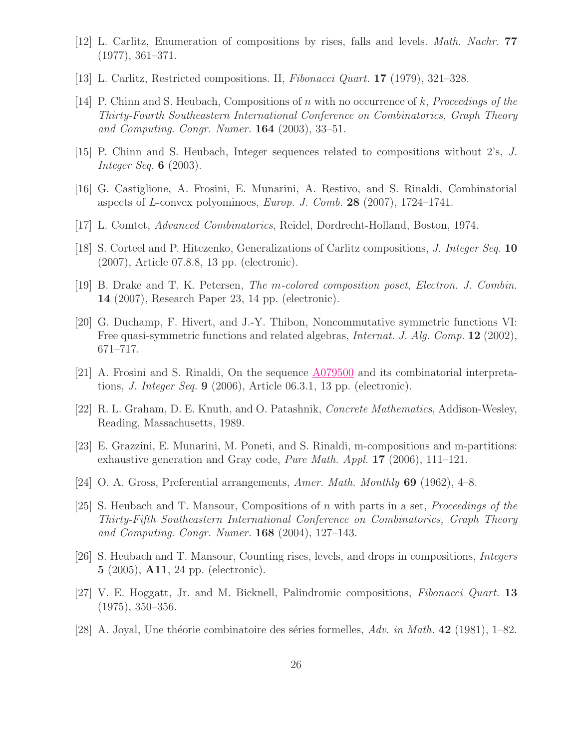[12] L. Carlitz, Enumeration of compositions by rises, falls and levels. *Math. Nachr.* **77** (1977), 361–371.

[13] L. Carlitz, Restricted compositions. II, *Fibonacci Quart.* **17** (1979), 321–328.

[14] P. Chinn and S. Heubach, Compositions of $n$ with no occurrence of $k$, *Proceedings of the Thirty-Fourth Southeastern International Conference on Combinatorics, Graph Theory and Computing*. *Congr. Numer.* **164** (2003), 33–51.

[15] P. Chinn and S. Heubach, Integer sequences related to compositions without 2's, *J. Integer Seq.* **6** (2003).

[16] G. Castiglione, A. Frosini, E. Munarini, A. Restivo, and S. Rinaldi, Combinatorial aspects of $L$-convex polyominoes, *Europ. J. Comb.* **28** (2007), 1724–1741.

[17] L. Comtet, *Advanced Combinatorics*, Reidel, Dordrecht-Holland, Boston, 1974.

[18] S. Corteel and P. Hitczenko, Generalizations of Carlitz compositions, *J. Integer Seq.* **10** (2007), Article 07.8.8, 13 pp. (electronic).

[19] B. Drake and T. K. Petersen, *The m-colored composition poset*, *Electron. J. Combin.* **14** (2007), Research Paper 23, 14 pp. (electronic).

[20] G. Duchamp, F. Hivert, and J.-Y. Thibon, Noncommutative symmetric functions VI: Free quasi-symmetric functions and related algebras, *Internat. J. Alg. Comp.* **12** (2002), 671–717.

[21] A. Frosini and S. Rinaldi, On the sequence A079500 and its combinatorial interpretations, *J. Integer Seq.* **9** (2006), Article 06.3.1, 13 pp. (electronic).

[22] R. L. Graham, D. E. Knuth, and O. Patashnik, *Concrete Mathematics*, Addison-Wesley, Reading, Massachusetts, 1989.

[23] E. Grazzini, E. Munarini, M. Poneti, and S. Rinaldi, m-compositions and m-partitions: exhaustive generation and Gray code, *Pure Math. Appl.* **17** (2006), 111–121.

[24] O. A. Gross, Preferential arrangements, *Amer. Math. Monthly* **69** (1962), 4–8.

[25] S. Heubach and T. Mansour, Compositions of $n$ with parts in a set, *Proceedings of the Thirty-Fifth Southeastern International Conference on Combinatorics, Graph Theory and Computing*. *Congr. Numer.* **168** (2004), 127–143.

[26] S. Heubach and T. Mansour, Counting rises, levels, and drops in compositions, *Integers* **5** (2005), **A11**, 24 pp. (electronic).

[27] V. E. Hoggatt, Jr. and M. Bicknell, Palindromic compositions, *Fibonacci Quart.* **13** (1975), 350–356.

[28] A. Joyal, Une théorie combinatoire des séries formelles, *Adv. in Math.* **42** (1981), 1–82.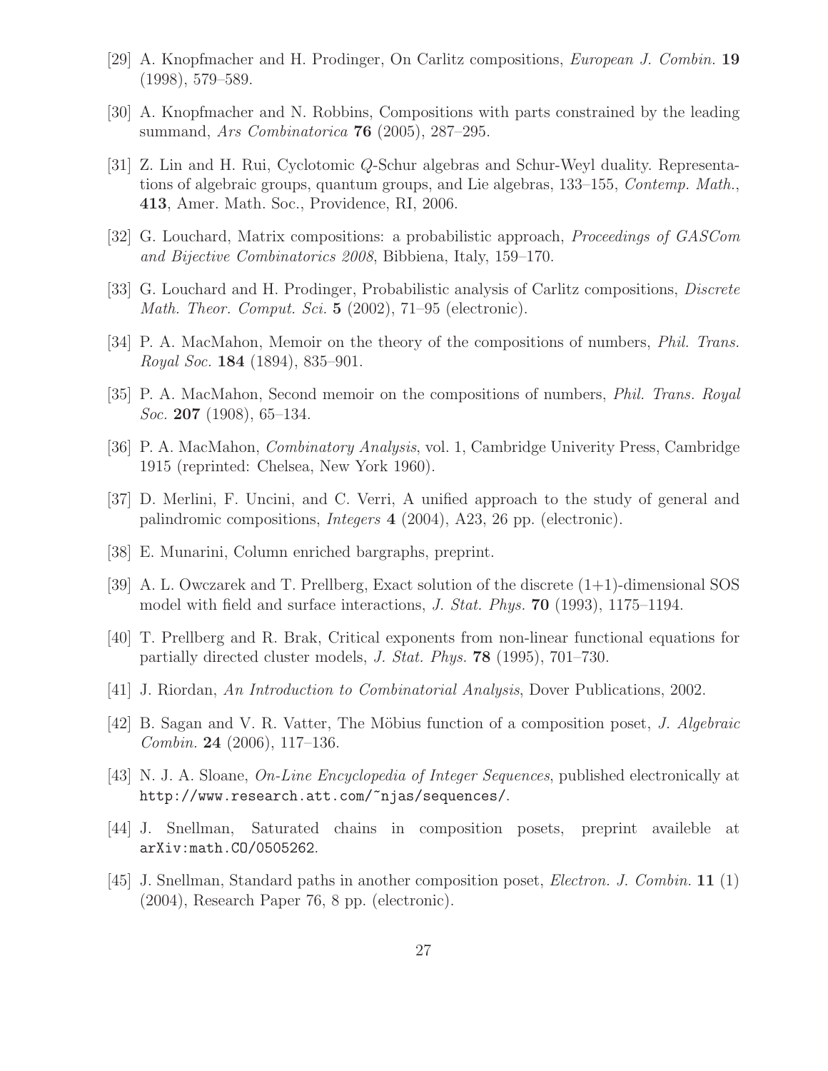[29] A. Knopfmacher and H. Prodinger, On Carlitz compositions, *European J. Combin.* **19** (1998), 579–589.

[30] A. Knopfmacher and N. Robbins, Compositions with parts constrained by the leading summand, *Ars Combinatorica* **76** (2005), 287–295.

[31] Z. Lin and H. Rui, Cyclotomic $Q$-Schur algebras and Schur-Weyl duality. Representations of algebraic groups, quantum groups, and Lie algebras, 133–155, *Contemp. Math.*, **413**, Amer. Math. Soc., Providence, RI, 2006.

[32] G. Louchard, Matrix compositions: a probabilistic approach, *Proceedings of GASCom and Bijective Combinatorics 2008*, Bibbiena, Italy, 159–170.

[33] G. Louchard and H. Prodinger, Probabilistic analysis of Carlitz compositions, *Discrete Math. Theor. Comput. Sci.* **5** (2002), 71–95 (electronic).

[34] P. A. MacMahon, Memoir on the theory of the compositions of numbers, *Phil. Trans. Royal Soc.* **184** (1894), 835–901.

[35] P. A. MacMahon, Second memoir on the compositions of numbers, *Phil. Trans. Royal Soc.* **207** (1908), 65–134.

[36] P. A. MacMahon, *Combinatory Analysis*, vol. 1, Cambridge Univerity Press, Cambridge 1915 (reprinted: Chelsea, New York 1960).

[37] D. Merlini, F. Uncini, and C. Verri, A unified approach to the study of general and palindromic compositions, *Integers* **4** (2004), A23, 26 pp. (electronic).

[38] E. Munarini, Column enriched bargraphs, preprint.

[39] A. L. Owczarek and T. Prellberg, Exact solution of the discrete (1+1)-dimensional SOS model with field and surface interactions, *J. Stat. Phys.* **70** (1993), 1175–1194.

[40] T. Prellberg and R. Brak, Critical exponents from non-linear functional equations for partially directed cluster models, *J. Stat. Phys.* **78** (1995), 701–730.

[41] J. Riordan, *An Introduction to Combinatorial Analysis*, Dover Publications, 2002.

[42] B. Sagan and V. R. Vatter, The Möbius function of a composition poset, *J. Algebraic Combin.* **24** (2006), 117–136.

[43] N. J. A. Sloane, *On-Line Encyclopedia of Integer Sequences*, published electronically at http://www.research.att.com/~njas/sequences/.

[44] J. Snellman, Saturated chains in composition posets, preprint availeble at arXiv:math.CO/0505262.

[45] J. Snellman, Standard paths in another composition poset, *Electron. J. Combin.* **11** (1) (2004), Research Paper 76, 8 pp. (electronic).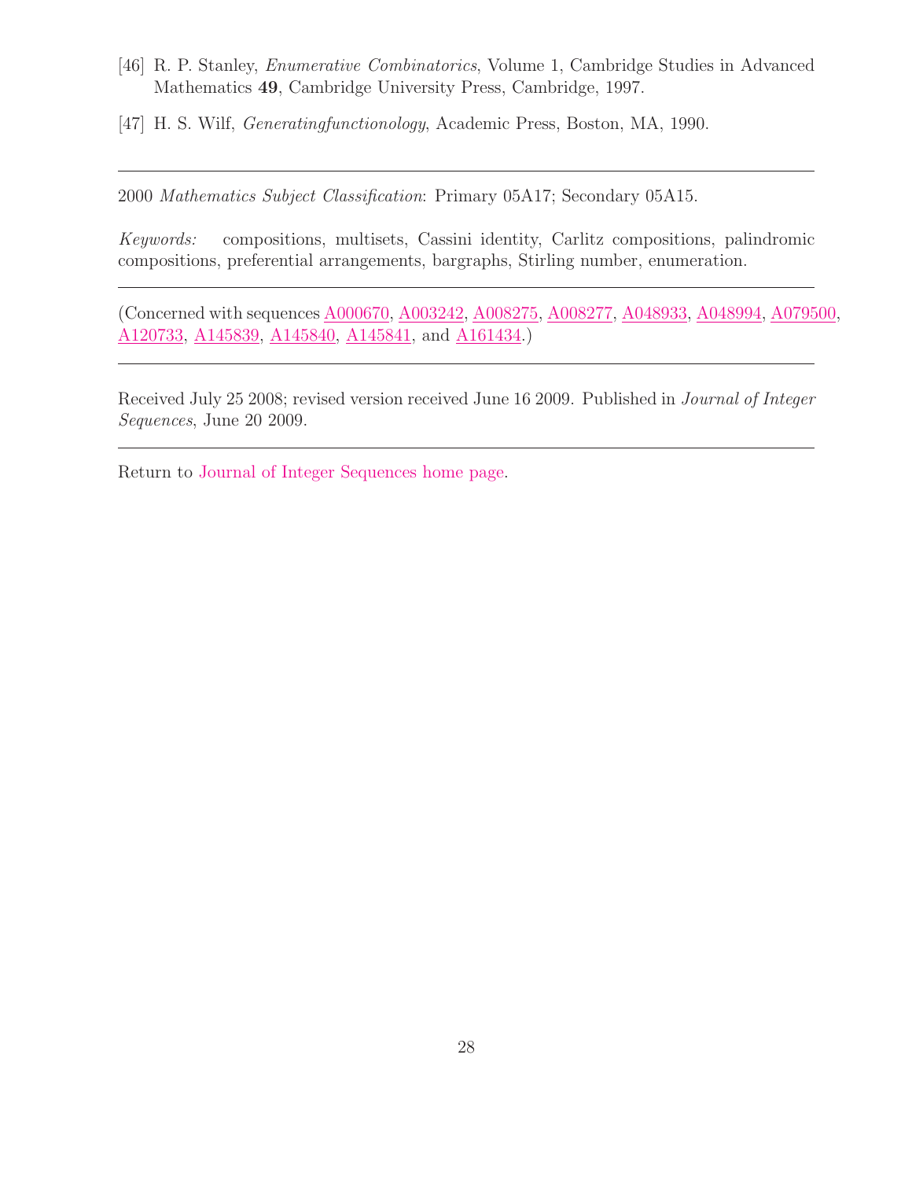[46] R. P. Stanley, *Enumerative Combinatorics*, Volume 1, Cambridge Studies in Advanced Mathematics **49**, Cambridge University Press, Cambridge, 1997.

[47] H. S. Wilf, *Generatingfunctionology*, Academic Press, Boston, MA, 1990.

---

2000 *Mathematics Subject Classification*: Primary 05A17; Secondary 05A15.

*Keywords:* compositions, multisets, Cassini identity, Carlitz compositions, palindromic compositions, preferential arrangements, bargraphs, Stirling number, enumeration.

---

(Concerned with sequences A000670, A003242, A008275, A008277, A048933, A048994, A079500, A120733, A145839, A145840, A145841, and A161434.)

---

Received July 25 2008; revised version received June 16 2009. Published in *Journal of Integer Sequences*, June 20 2009.

---

Return to Journal of Integer Sequences home page.